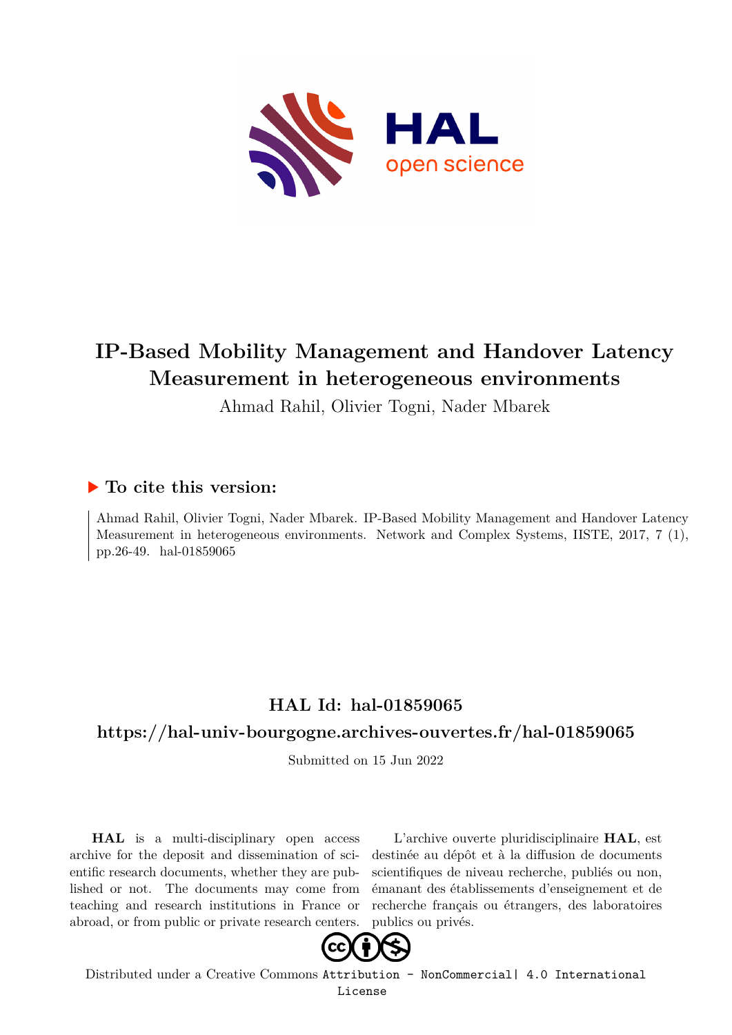# IP-Based Mobility Management and Handover Latency Measurement in heterogeneous environments

Ahmad Rahil, Olivier Togni, Nader Mbarek

## ▶ To cite this version:

Ahmad Rahil, Olivier Togni, Nader Mbarek. IP-Based Mobility Management and Handover Latency Measurement in heterogeneous environments. Network and Complex Systems, IISTE, 2017, 7 (1), pp.26-49. hal-01859065

## HAL Id: hal-01859065

## https://hal-univ-bourgogne.archives-ouvertes.fr/hal-01859065

Submitted on 15 Jun 2022

**HAL** is a multi-disciplinary open access archive for the deposit and dissemination of scientific research documents, whether they are published or not. The documents may come from teaching and research institutions in France or abroad, or from public or private research centers.

L'archive ouverte pluridisciplinaire **HAL**, est destinée au dépôt et à la diffusion de documents scientifiques de niveau recherche, publiés ou non, émanant des établissements d'enseignement et de recherche français ou étrangers, des laboratoires publics ou privés.

Distributed under a Creative Commons Attribution - NonCommercial| 4.0 International License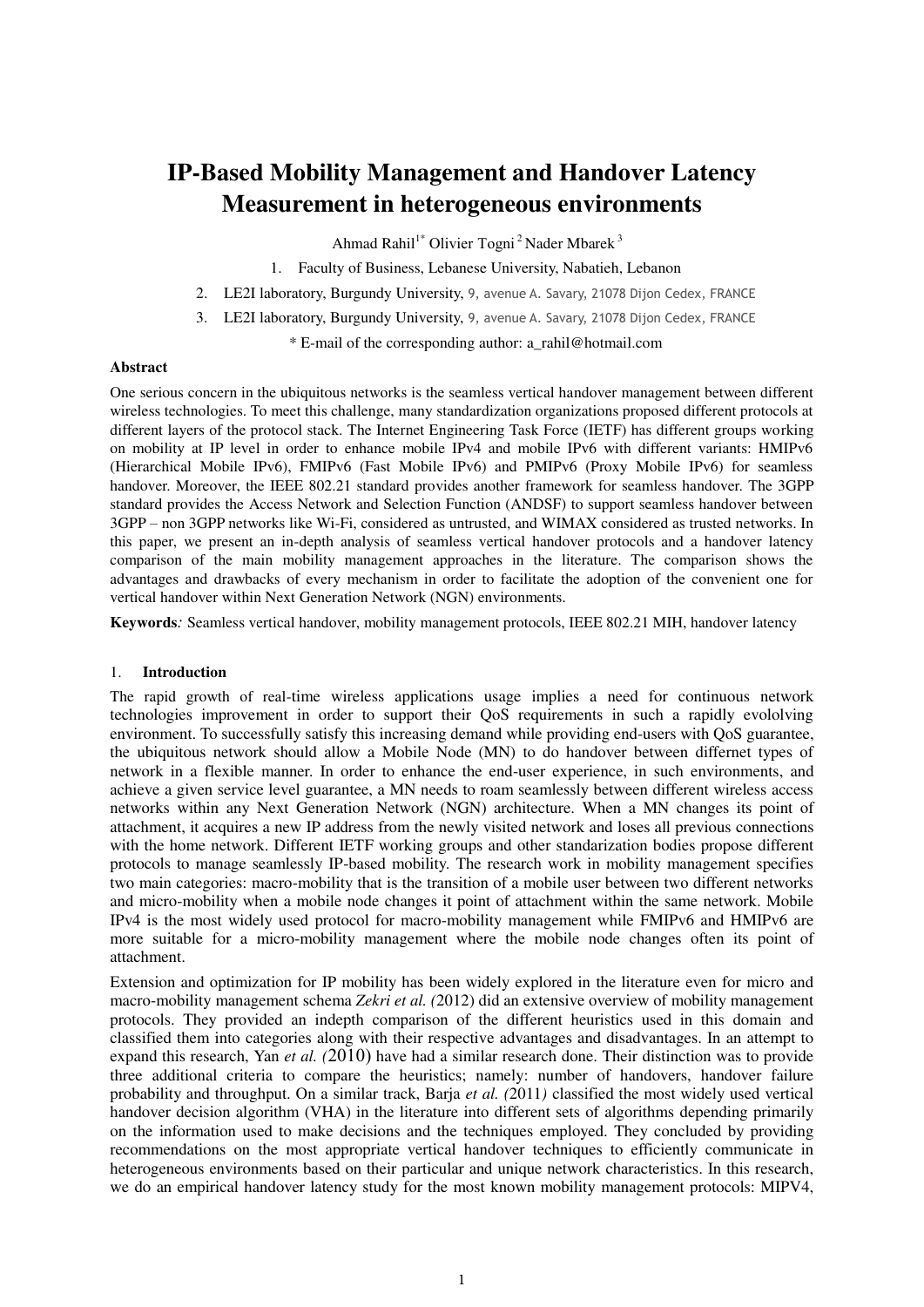# IP-Based Mobility Management and Handover Latency Measurement in heterogeneous environments

Ahmad Rahil[1*] Olivier Togni[2] Nader Mbarek[3]

1. Faculty of Business, Lebanese University, Nabatieh, Lebanon
2. LE2I laboratory, Burgundy University, 9, avenue A. Savary, 21078 Dijon Cedex, FRANCE
3. LE2I laboratory, Burgundy University, 9, avenue A. Savary, 21078 Dijon Cedex, FRANCE

\* E-mail of the corresponding author: a_rahil@hotmail.com

**Abstract**

One serious concern in the ubiquitous networks is the seamless vertical handover management between different wireless technologies. To meet this challenge, many standardization organizations proposed different protocols at different layers of the protocol stack. The Internet Engineering Task Force (IETF) has different groups working on mobility at IP level in order to enhance mobile IPv4 and mobile IPv6 with different variants: HMIPv6 (Hierarchical Mobile IPv6), FMIPv6 (Fast Mobile IPv6) and PMIPv6 (Proxy Mobile IPv6) for seamless handover. Moreover, the IEEE 802.21 standard provides another framework for seamless handover. The 3GPP standard provides the Access Network and Selection Function (ANDSF) to support seamless handover between 3GPP – non 3GPP networks like Wi-Fi, considered as untrusted, and WIMAX considered as trusted networks. In this paper, we present an in-depth analysis of seamless vertical handover protocols and a handover latency comparison of the main mobility management approaches in the literature. The comparison shows the advantages and drawbacks of every mechanism in order to facilitate the adoption of the convenient one for vertical handover within Next Generation Network (NGN) environments.

**Keywords***:* Seamless vertical handover, mobility management protocols, IEEE 802.21 MIH, handover latency

## 1. Introduction

The rapid growth of real-time wireless applications usage implies a need for continuous network technologies improvement in order to support their QoS requirements in such a rapidly evololving environment. To successfully satisfy this increasing demand while providing end-users with QoS guarantee, the ubiquitous network should allow a Mobile Node (MN) to do handover between differnet types of network in a flexible manner. In order to enhance the end-user experience, in such environments, and achieve a given service level guarantee, a MN needs to roam seamlessly between different wireless access networks within any Next Generation Network (NGN) architecture. When a MN changes its point of attachment, it acquires a new IP address from the newly visited network and loses all previous connections with the home network. Different IETF working groups and other standarization bodies propose different protocols to manage seamlessly IP-based mobility. The research work in mobility management specifies two main categories: macro-mobility that is the transition of a mobile user between two different networks and micro-mobility when a mobile node changes it point of attachment within the same network. Mobile IPv4 is the most widely used protocol for macro-mobility management while FMIPv6 and HMIPv6 are more suitable for a micro-mobility management where the mobile node changes often its point of attachment.

Extension and optimization for IP mobility has been widely explored in the literature even for micro and macro-mobility management schema *Zekri et al. (*2012) did an extensive overview of mobility management protocols. They provided an indepth comparison of the different heuristics used in this domain and classified them into categories along with their respective advantages and disadvantages. In an attempt to expand this research, Yan *et al. (*2010) have had a similar research done. Their distinction was to provide three additional criteria to compare the heuristics; namely: number of handovers, handover failure probability and throughput. On a similar track, Barja *et al. (*2011*)* classified the most widely used vertical handover decision algorithm (VHA) in the literature into different sets of algorithms depending primarily on the information used to make decisions and the techniques employed. They concluded by providing recommendations on the most appropriate vertical handover techniques to efficiently communicate in heterogeneous environments based on their particular and unique network characteristics. In this research, we do an empirical handover latency study for the most known mobility management protocols: MIPV4,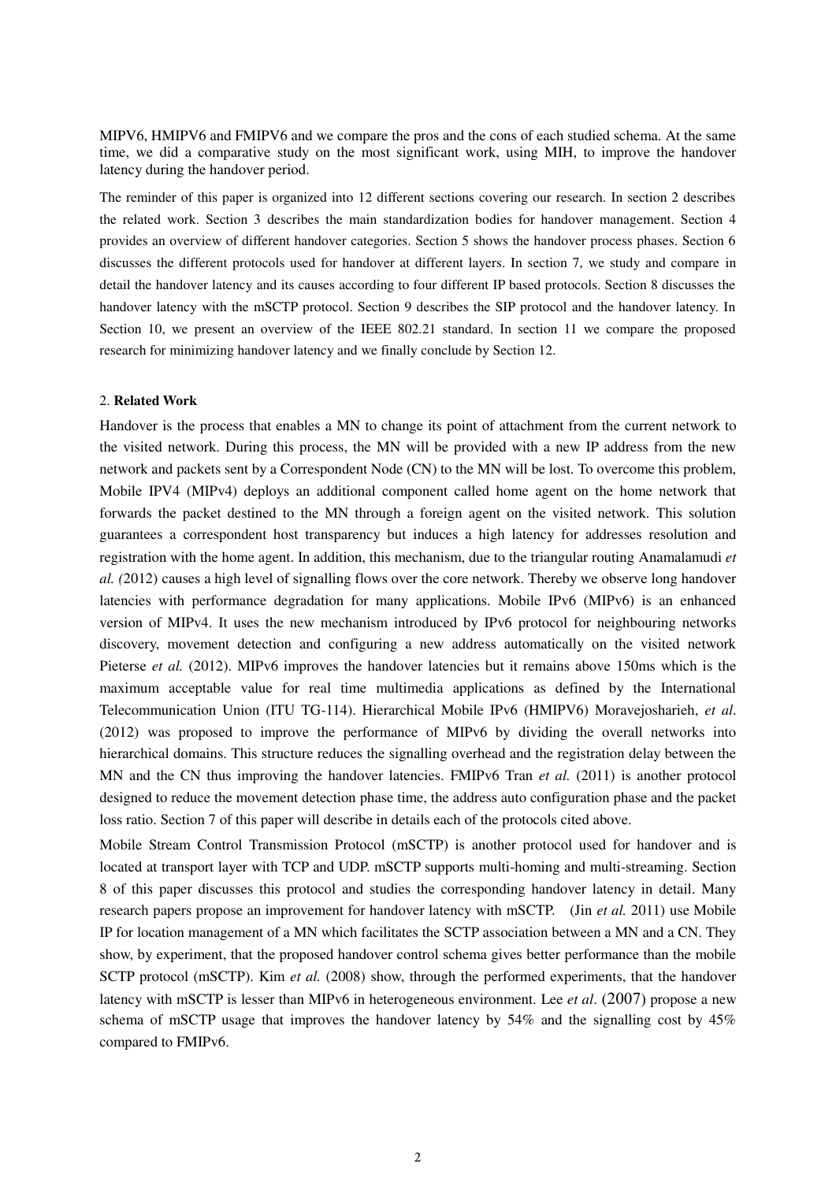MIPV6, HMIPV6 and FMIPV6 and we compare the pros and the cons of each studied schema. At the same time, we did a comparative study on the most significant work, using MIH, to improve the handover latency during the handover period.

The reminder of this paper is organized into 12 different sections covering our research. In section 2 describes the related work. Section 3 describes the main standardization bodies for handover management. Section 4 provides an overview of different handover categories. Section 5 shows the handover process phases. Section 6 discusses the different protocols used for handover at different layers. In section 7, we study and compare in detail the handover latency and its causes according to four different IP based protocols. Section 8 discusses the handover latency with the mSCTP protocol. Section 9 describes the SIP protocol and the handover latency. In Section 10, we present an overview of the IEEE 802.21 standard. In section 11 we compare the proposed research for minimizing handover latency and we finally conclude by Section 12.

## 2. **Related Work**

Handover is the process that enables a MN to change its point of attachment from the current network to the visited network. During this process, the MN will be provided with a new IP address from the new network and packets sent by a Correspondent Node (CN) to the MN will be lost. To overcome this problem, Mobile IPV4 (MIPv4) deploys an additional component called home agent on the home network that forwards the packet destined to the MN through a foreign agent on the visited network. This solution guarantees a correspondent host transparency but induces a high latency for addresses resolution and registration with the home agent. In addition, this mechanism, due to the triangular routing Anamalamudi *et al. (*2012) causes a high level of signalling flows over the core network. Thereby we observe long handover latencies with performance degradation for many applications. Mobile IPv6 (MIPv6) is an enhanced version of MIPv4. It uses the new mechanism introduced by IPv6 protocol for neighbouring networks discovery, movement detection and configuring a new address automatically on the visited network Pieterse *et al.* (2012). MIPv6 improves the handover latencies but it remains above 150ms which is the maximum acceptable value for real time multimedia applications as defined by the International Telecommunication Union (ITU TG-114). Hierarchical Mobile IPv6 (HMIPV6) Moravejosharieh, *et al*. (2012) was proposed to improve the performance of MIPv6 by dividing the overall networks into hierarchical domains. This structure reduces the signalling overhead and the registration delay between the MN and the CN thus improving the handover latencies. FMIPv6 Tran *et al.* (2011) is another protocol designed to reduce the movement detection phase time, the address auto configuration phase and the packet loss ratio. Section 7 of this paper will describe in details each of the protocols cited above.

Mobile Stream Control Transmission Protocol (mSCTP) is another protocol used for handover and is located at transport layer with TCP and UDP. mSCTP supports multi-homing and multi-streaming. Section 8 of this paper discusses this protocol and studies the corresponding handover latency in detail. Many research papers propose an improvement for handover latency with mSCTP. (Jin *et al.* 2011) use Mobile IP for location management of a MN which facilitates the SCTP association between a MN and a CN. They show, by experiment, that the proposed handover control schema gives better performance than the mobile SCTP protocol (mSCTP). Kim *et al.* (2008) show, through the performed experiments, that the handover latency with mSCTP is lesser than MIPv6 in heterogeneous environment. Lee *et al*. (2007) propose a new schema of mSCTP usage that improves the handover latency by 54% and the signalling cost by 45% compared to FMIPv6.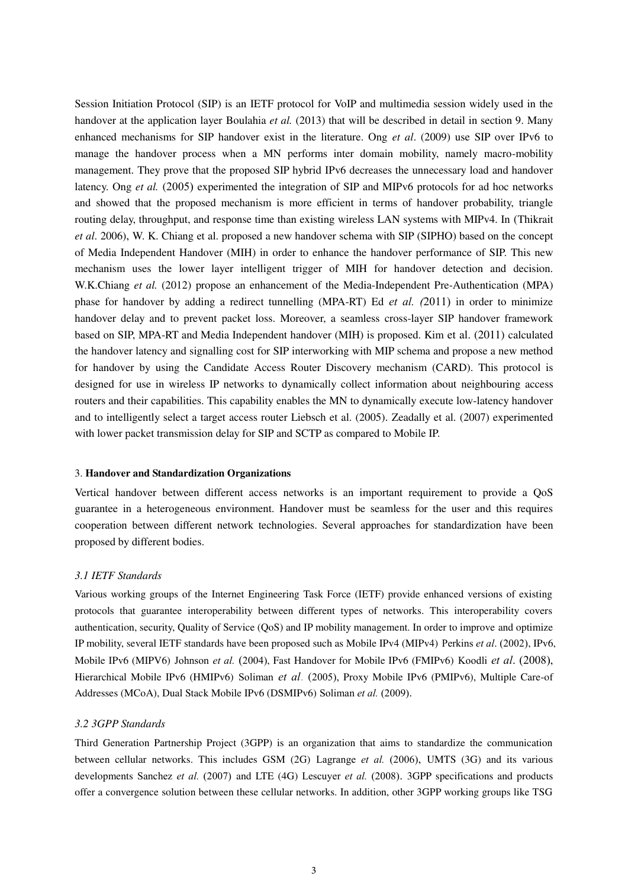Session Initiation Protocol (SIP) is an IETF protocol for VoIP and multimedia session widely used in the handover at the application layer Boulahia *et al.* (2013) that will be described in detail in section 9. Many enhanced mechanisms for SIP handover exist in the literature. Ong *et al*. (2009) use SIP over IPv6 to manage the handover process when a MN performs inter domain mobility, namely macro-mobility management. They prove that the proposed SIP hybrid IPv6 decreases the unnecessary load and handover latency. Ong *et al.* (2005) experimented the integration of SIP and MIPv6 protocols for ad hoc networks and showed that the proposed mechanism is more efficient in terms of handover probability, triangle routing delay, throughput, and response time than existing wireless LAN systems with MIPv4. In (Thikrait *et al*. 2006), W. K. Chiang et al. proposed a new handover schema with SIP (SIPHO) based on the concept of Media Independent Handover (MIH) in order to enhance the handover performance of SIP. This new mechanism uses the lower layer intelligent trigger of MIH for handover detection and decision. W.K.Chiang *et al.* (2012) propose an enhancement of the Media-Independent Pre-Authentication (MPA) phase for handover by adding a redirect tunnelling (MPA-RT) Ed *et al. (*2011) in order to minimize handover delay and to prevent packet loss. Moreover, a seamless cross-layer SIP handover framework based on SIP, MPA-RT and Media Independent handover (MIH) is proposed. Kim et al. (2011) calculated the handover latency and signalling cost for SIP interworking with MIP schema and propose a new method for handover by using the Candidate Access Router Discovery mechanism (CARD). This protocol is designed for use in wireless IP networks to dynamically collect information about neighbouring access routers and their capabilities. This capability enables the MN to dynamically execute low-latency handover and to intelligently select a target access router Liebsch et al. (2005). Zeadally et al. (2007) experimented with lower packet transmission delay for SIP and SCTP as compared to Mobile IP.

## 3. **Handover and Standardization Organizations**

Vertical handover between different access networks is an important requirement to provide a QoS guarantee in a heterogeneous environment. Handover must be seamless for the user and this requires cooperation between different network technologies. Several approaches for standardization have been proposed by different bodies.

### *3.1 IETF Standards*

Various working groups of the Internet Engineering Task Force (IETF) provide enhanced versions of existing protocols that guarantee interoperability between different types of networks. This interoperability covers authentication, security, Quality of Service (QoS) and IP mobility management. In order to improve and optimize IP mobility, several IETF standards have been proposed such as Mobile IPv4 (MIPv4) Perkins *et al*. (2002), IPv6, Mobile IPv6 (MIPV6) Johnson *et al.* (2004), Fast Handover for Mobile IPv6 (FMIPv6) Koodli *et al*. (2008), Hierarchical Mobile IPv6 (HMIPv6) Soliman *et al*. (2005), Proxy Mobile IPv6 (PMIPv6), Multiple Care-of Addresses (MCoA), Dual Stack Mobile IPv6 (DSMIPv6) Soliman *et al.* (2009).

### *3.2 3GPP Standards*

Third Generation Partnership Project (3GPP) is an organization that aims to standardize the communication between cellular networks. This includes GSM (2G) Lagrange *et al.* (2006), UMTS (3G) and its various developments Sanchez *et al.* (2007) and LTE (4G) Lescuyer *et al.* (2008). 3GPP specifications and products offer a convergence solution between these cellular networks. In addition, other 3GPP working groups like TSG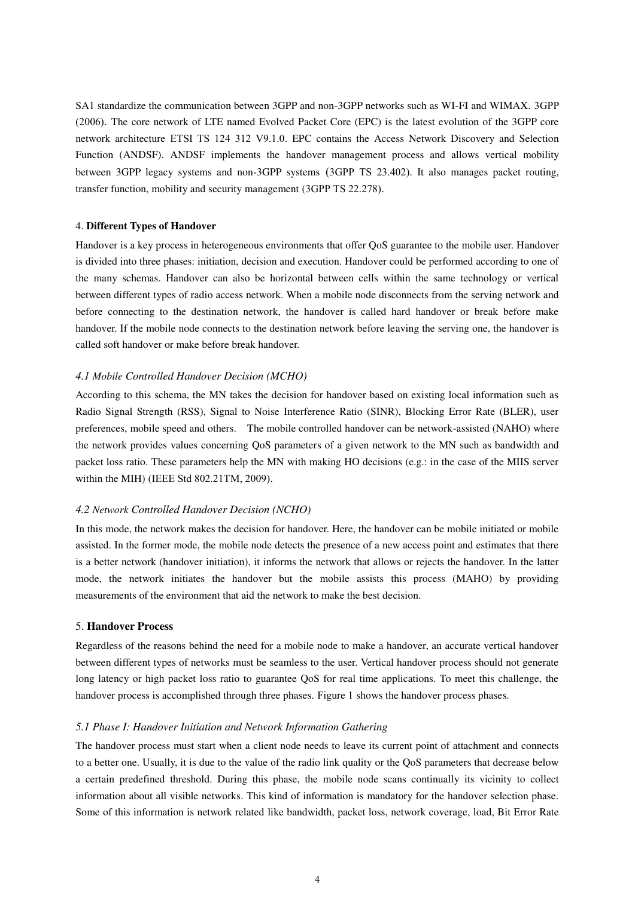SA1 standardize the communication between 3GPP and non-3GPP networks such as WI-FI and WIMAX. 3GPP (2006). The core network of LTE named Evolved Packet Core (EPC) is the latest evolution of the 3GPP core network architecture ETSI TS 124 312 V9.1.0. EPC contains the Access Network Discovery and Selection Function (ANDSF). ANDSF implements the handover management process and allows vertical mobility between 3GPP legacy systems and non-3GPP systems (3GPP TS 23.402). It also manages packet routing, transfer function, mobility and security management (3GPP TS 22.278).

## 4. **Different Types of Handover**

Handover is a key process in heterogeneous environments that offer QoS guarantee to the mobile user. Handover is divided into three phases: initiation, decision and execution. Handover could be performed according to one of the many schemas. Handover can also be horizontal between cells within the same technology or vertical between different types of radio access network. When a mobile node disconnects from the serving network and before connecting to the destination network, the handover is called hard handover or break before make handover. If the mobile node connects to the destination network before leaving the serving one, the handover is called soft handover or make before break handover.

### *4.1 Mobile Controlled Handover Decision (MCHO)*

According to this schema, the MN takes the decision for handover based on existing local information such as Radio Signal Strength (RSS), Signal to Noise Interference Ratio (SINR), Blocking Error Rate (BLER), user preferences, mobile speed and others. The mobile controlled handover can be network-assisted (NAHO) where the network provides values concerning QoS parameters of a given network to the MN such as bandwidth and packet loss ratio. These parameters help the MN with making HO decisions (e.g.: in the case of the MIIS server within the MIH) (IEEE Std 802.21TM, 2009).

### *4.2 Network Controlled Handover Decision (NCHO)*

In this mode, the network makes the decision for handover. Here, the handover can be mobile initiated or mobile assisted. In the former mode, the mobile node detects the presence of a new access point and estimates that there is a better network (handover initiation), it informs the network that allows or rejects the handover. In the latter mode, the network initiates the handover but the mobile assists this process (MAHO) by providing measurements of the environment that aid the network to make the best decision.

## 5. **Handover Process**

Regardless of the reasons behind the need for a mobile node to make a handover, an accurate vertical handover between different types of networks must be seamless to the user. Vertical handover process should not generate long latency or high packet loss ratio to guarantee QoS for real time applications. To meet this challenge, the handover process is accomplished through three phases. Figure 1 shows the handover process phases.

### *5.1 Phase I: Handover Initiation and Network Information Gathering*

The handover process must start when a client node needs to leave its current point of attachment and connects to a better one. Usually, it is due to the value of the radio link quality or the QoS parameters that decrease below a certain predefined threshold. During this phase, the mobile node scans continually its vicinity to collect information about all visible networks. This kind of information is mandatory for the handover selection phase. Some of this information is network related like bandwidth, packet loss, network coverage, load, Bit Error Rate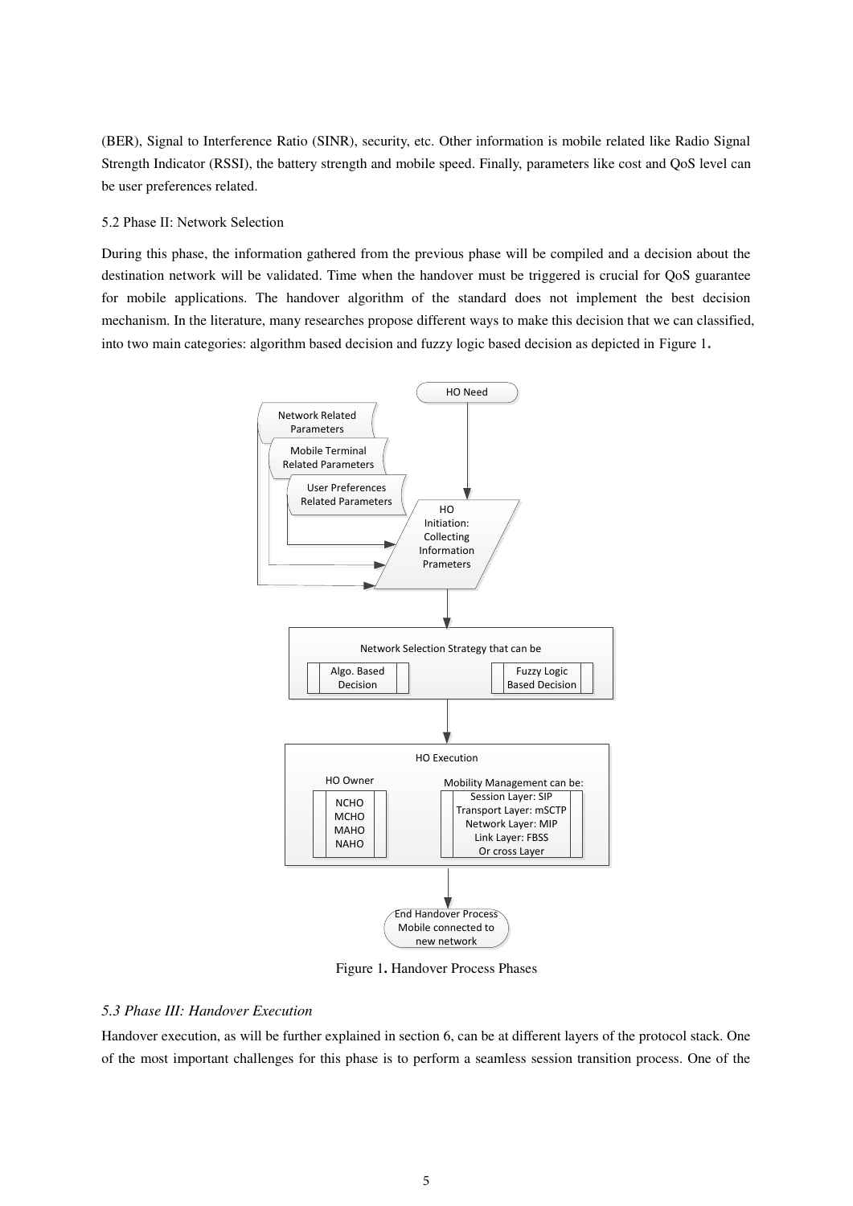(BER), Signal to Interference Ratio (SINR), security, etc. Other information is mobile related like Radio Signal Strength Indicator (RSSI), the battery strength and mobile speed. Finally, parameters like cost and QoS level can be user preferences related.

### 5.2 Phase II: Network Selection

During this phase, the information gathered from the previous phase will be compiled and a decision about the destination network will be validated. Time when the handover must be triggered is crucial for QoS guarantee for mobile applications. The handover algorithm of the standard does not implement the best decision mechanism. In the literature, many researches propose different ways to make this decision that we can classified, into two main categories: algorithm based decision and fuzzy logic based decision as depicted in Figure 1**.**

HO Need

Network Related Parameters

Mobile Terminal Related Parameters

User Preferences Related Parameters

HO Initiation: Collecting Information Prameters

Network Selection Strategy that can be

Algo. Based Decision

Fuzzy Logic Based Decision

HO Execution

HO Owner

NCHO
MCHO
MAHO
NAHO

Mobility Management can be:

Session Layer: SIP
Transport Layer: mSCTP
Network Layer: MIP
Link Layer: FBSS
Or cross Layer

End Handover Process Mobile connected to new network

Figure 1**.** Handover Process Phases

### *5.3 Phase III: Handover Execution*

Handover execution, as will be further explained in section 6, can be at different layers of the protocol stack. One of the most important challenges for this phase is to perform a seamless session transition process. One of the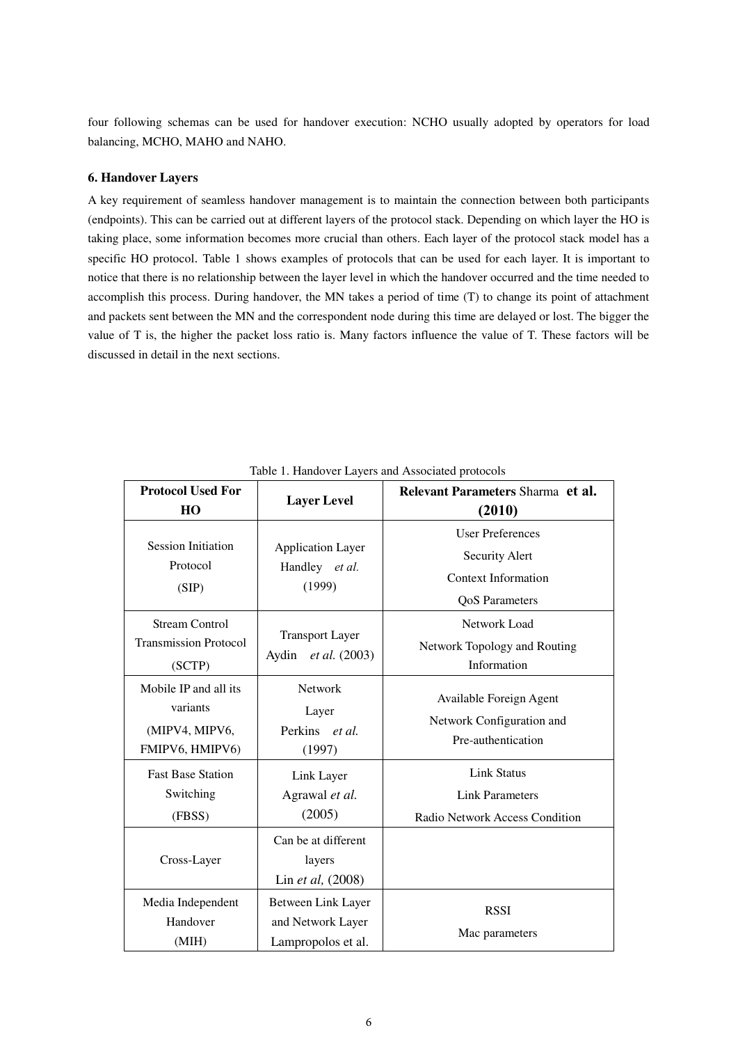four following schemas can be used for handover execution: NCHO usually adopted by operators for load balancing, MCHO, MAHO and NAHO.

### 6. Handover Layers

A key requirement of seamless handover management is to maintain the connection between both participants (endpoints). This can be carried out at different layers of the protocol stack. Depending on which layer the HO is taking place, some information becomes more crucial than others. Each layer of the protocol stack model has a specific HO protocol. Table 1 shows examples of protocols that can be used for each layer. It is important to notice that there is no relationship between the layer level in which the handover occurred and the time needed to accomplish this process. During handover, the MN takes a period of time (T) to change its point of attachment and packets sent between the MN and the correspondent node during this time are delayed or lost. The bigger the value of T is, the higher the packet loss ratio is. Many factors influence the value of T. These factors will be discussed in detail in the next sections.

Table 1. Handover Layers and Associated protocols

| **Protocol Used For HO** | **Layer Level** | **Relevant Parameters** Sharma **et al. (2010)** |
|---|---|---|
| Session Initiation Protocol (SIP) | Application Layer Handley *et al.* (1999) | User Preferences<br>Security Alert<br>Context Information<br>QoS Parameters |
| Stream Control Transmission Protocol (SCTP) | Transport Layer Aydin *et al.* (2003) | Network Load<br>Network Topology and Routing Information |
| Mobile IP and all its variants (MIPV4, MIPV6, FMIPV6, HMIPV6) | Network Layer Perkins *et al.* (1997) | Available Foreign Agent<br>Network Configuration and Pre-authentication |
| Fast Base Station Switching (FBSS) | Link Layer Agrawal *et al.* (2005) | Link Status<br>Link Parameters<br>Radio Network Access Condition |
| Cross-Layer | Can be at different layers Lin *et al,* (2008) | |
| Media Independent Handover (MIH) | Between Link Layer and Network Layer Lampropolos et al. | RSSI<br>Mac parameters |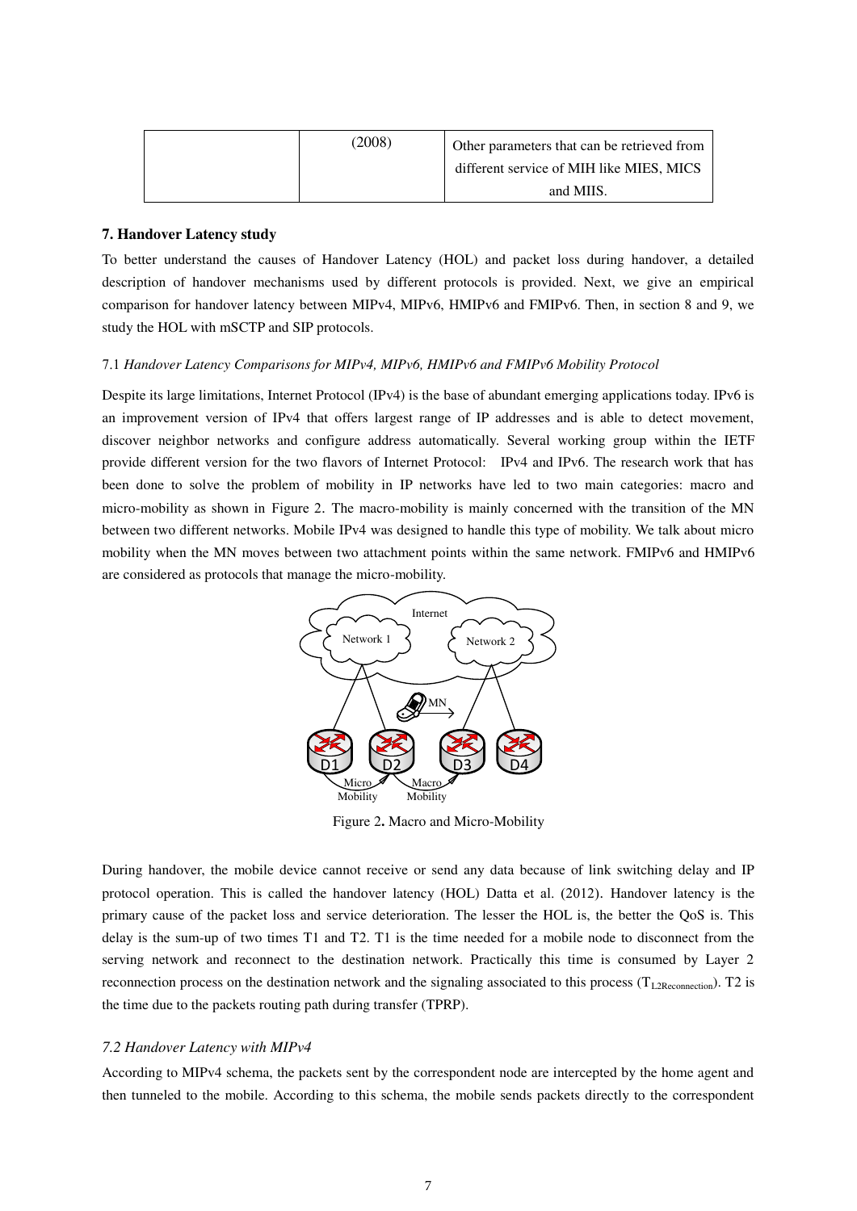| | | |
|---|---|---|
| | (2008) | Other parameters that can be retrieved from different service of MIH like MIES, MICS and MIIS. |

**7. Handover Latency study**

To better understand the causes of Handover Latency (HOL) and packet loss during handover, a detailed description of handover mechanisms used by different protocols is provided. Next, we give an empirical comparison for handover latency between MIPv4, MIPv6, HMIPv6 and FMIPv6. Then, in section 8 and 9, we study the HOL with mSCTP and SIP protocols.

7.1 *Handover Latency Comparisons for MIPv4, MIPv6, HMIPv6 and FMIPv6 Mobility Protocol*

Despite its large limitations, Internet Protocol (IPv4) is the base of abundant emerging applications today. IPv6 is an improvement version of IPv4 that offers largest range of IP addresses and is able to detect movement, discover neighbor networks and configure address automatically. Several working group within the IETF provide different version for the two flavors of Internet Protocol: IPv4 and IPv6. The research work that has been done to solve the problem of mobility in IP networks have led to two main categories: macro and micro-mobility as shown in Figure 2. The macro-mobility is mainly concerned with the transition of the MN between two different networks. Mobile IPv4 was designed to handle this type of mobility. We talk about micro mobility when the MN moves between two attachment points within the same network. FMIPv6 and HMIPv6 are considered as protocols that manage the micro-mobility.

Internet
Network 1
Network 2
MN
D1
D2
D3
D4
Micro Mobility
Macro Mobility

Figure 2. Macro and Micro-Mobility

During handover, the mobile device cannot receive or send any data because of link switching delay and IP protocol operation. This is called the handover latency (HOL) Datta et al. (2012). Handover latency is the primary cause of the packet loss and service deterioration. The lesser the HOL is, the better the QoS is. This delay is the sum-up of two times T1 and T2. T1 is the time needed for a mobile node to disconnect from the serving network and reconnect to the destination network. Practically this time is consumed by Layer 2 reconnection process on the destination network and the signaling associated to this process ($T_{L2Reconnection}$). T2 is the time due to the packets routing path during transfer (TPRP).

*7.2 Handover Latency with MIPv4*

According to MIPv4 schema, the packets sent by the correspondent node are intercepted by the home agent and then tunneled to the mobile. According to this schema, the mobile sends packets directly to the correspondent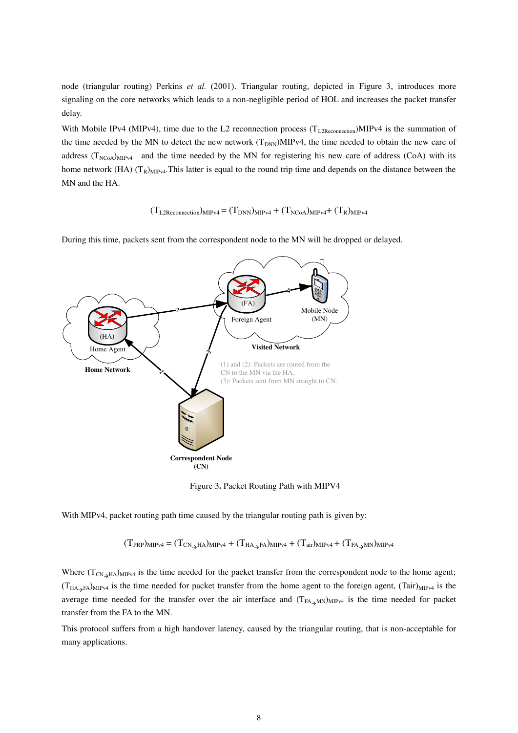node (triangular routing) Perkins *et al.* (2001). Triangular routing, depicted in Figure 3, introduces more signaling on the core networks which leads to a non-negligible period of HOL and increases the packet transfer delay.

With Mobile IPv4 (MIPv4), time due to the L2 reconnection process $(T_{L2Reconnection})$MIPv4 is the summation of the time needed by the MN to detect the new network $(T_{DNN})$MIPv4, the time needed to obtain the new care of address $(T_{NCoA})_{MIPv4}$ and the time needed by the MN for registering his new care of address (CoA) with its home network (HA) $(T_R)_{MIPv4}$.This latter is equal to the round trip time and depends on the distance between the MN and the HA.

$$(T_{L2Reconnection})_{MIPv4} = (T_{DNN})_{MIPv4} + (T_{NCoA})_{MIPv4} + (T_R)_{MIPv4}$$

During this time, packets sent from the correspondent node to the MN will be dropped or delayed.

Figure 3**.** Packet Routing Path with MIPV4

With MIPv4, packet routing path time caused by the triangular routing path is given by:

$$(T_{PRP})_{MIPv4} = (T_{CN\rightarrow HA})_{MIPv4} + (T_{HA\rightarrow FA})_{MIPv4} + (T_{air})_{MIPv4} + (T_{FA\rightarrow MN})_{MIPv4}$$

Where $(T_{CN\rightarrow HA})_{MIPv4}$ is the time needed for the packet transfer from the correspondent node to the home agent; $(T_{HA\rightarrow FA})_{MIPv4}$ is the time needed for packet transfer from the home agent to the foreign agent, $(Tair)_{MIPv4}$ is the average time needed for the transfer over the air interface and $(T_{FA\rightarrow MN})_{MIPv4}$ is the time needed for packet transfer from the FA to the MN.

This protocol suffers from a high handover latency, caused by the triangular routing, that is non-acceptable for many applications.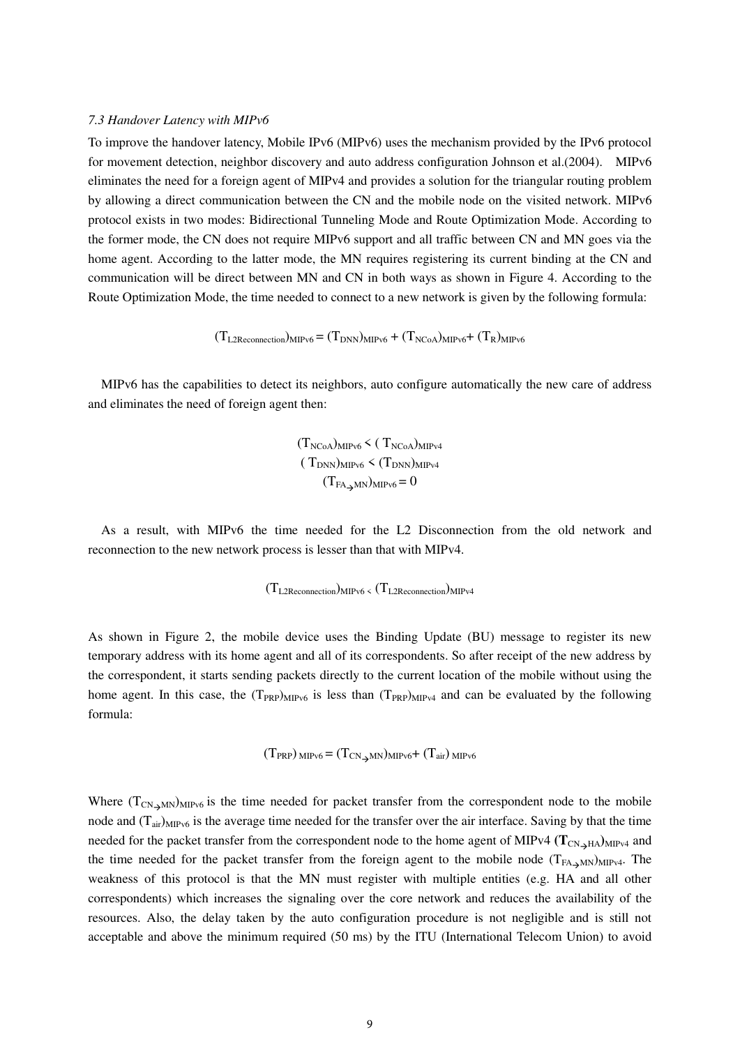*7.3 Handover Latency with MIPv6*

To improve the handover latency, Mobile IPv6 (MIPv6) uses the mechanism provided by the IPv6 protocol for movement detection, neighbor discovery and auto address configuration Johnson et al.(2004). MIPv6 eliminates the need for a foreign agent of MIPv4 and provides a solution for the triangular routing problem by allowing a direct communication between the CN and the mobile node on the visited network. MIPv6 protocol exists in two modes: Bidirectional Tunneling Mode and Route Optimization Mode. According to the former mode, the CN does not require MIPv6 support and all traffic between CN and MN goes via the home agent. According to the latter mode, the MN requires registering its current binding at the CN and communication will be direct between MN and CN in both ways as shown in Figure 4. According to the Route Optimization Mode, the time needed to connect to a new network is given by the following formula:

$$(T_{L2Reconnection})_{MIPv6} = (T_{DNN})_{MIPv6} + (T_{NCoA})_{MIPv6} + (T_R)_{MIPv6}$$

MIPv6 has the capabilities to detect its neighbors, auto configure automatically the new care of address and eliminates the need of foreign agent then:

$$(T_{NCoA})_{MIPv6} < (T_{NCoA})_{MIPv4}$$

$$(T_{DNN})_{MIPv6} < (T_{DNN})_{MIPv4}$$

$$(T_{FA \rightarrow MN})_{MIPv6} = 0$$

As a result, with MIPv6 the time needed for the L2 Disconnection from the old network and reconnection to the new network process is lesser than that with MIPv4.

$$(T_{L2Reconnection})_{MIPv6} < (T_{L2Reconnection})_{MIPv4}$$

As shown in Figure 2, the mobile device uses the Binding Update (BU) message to register its new temporary address with its home agent and all of its correspondents. So after receipt of the new address by the correspondent, it starts sending packets directly to the current location of the mobile without using the home agent. In this case, the $(T_{PRP})_{MIPv6}$ is less than $(T_{PRP})_{MIPv4}$ and can be evaluated by the following formula:

$$(T_{PRP})_{MIPv6} = (T_{CN \rightarrow MN})_{MIPv6} + (T_{air})_{MIPv6}$$

Where $(T_{CN \rightarrow MN})_{MIPv6}$ is the time needed for packet transfer from the correspondent node to the mobile node and $(T_{air})_{MIPv6}$ is the average time needed for the transfer over the air interface. Saving by that the time needed for the packet transfer from the correspondent node to the home agent of MIPv4 $(\mathbf{T}_{CN \rightarrow HA})_{MIPv4}$ and the time needed for the packet transfer from the foreign agent to the mobile node $(T_{FA \rightarrow MN})_{MIPv4}$. The weakness of this protocol is that the MN must register with multiple entities (e.g. HA and all other correspondents) which increases the signaling over the core network and reduces the availability of the resources. Also, the delay taken by the auto configuration procedure is not negligible and is still not acceptable and above the minimum required (50 ms) by the ITU (International Telecom Union) to avoid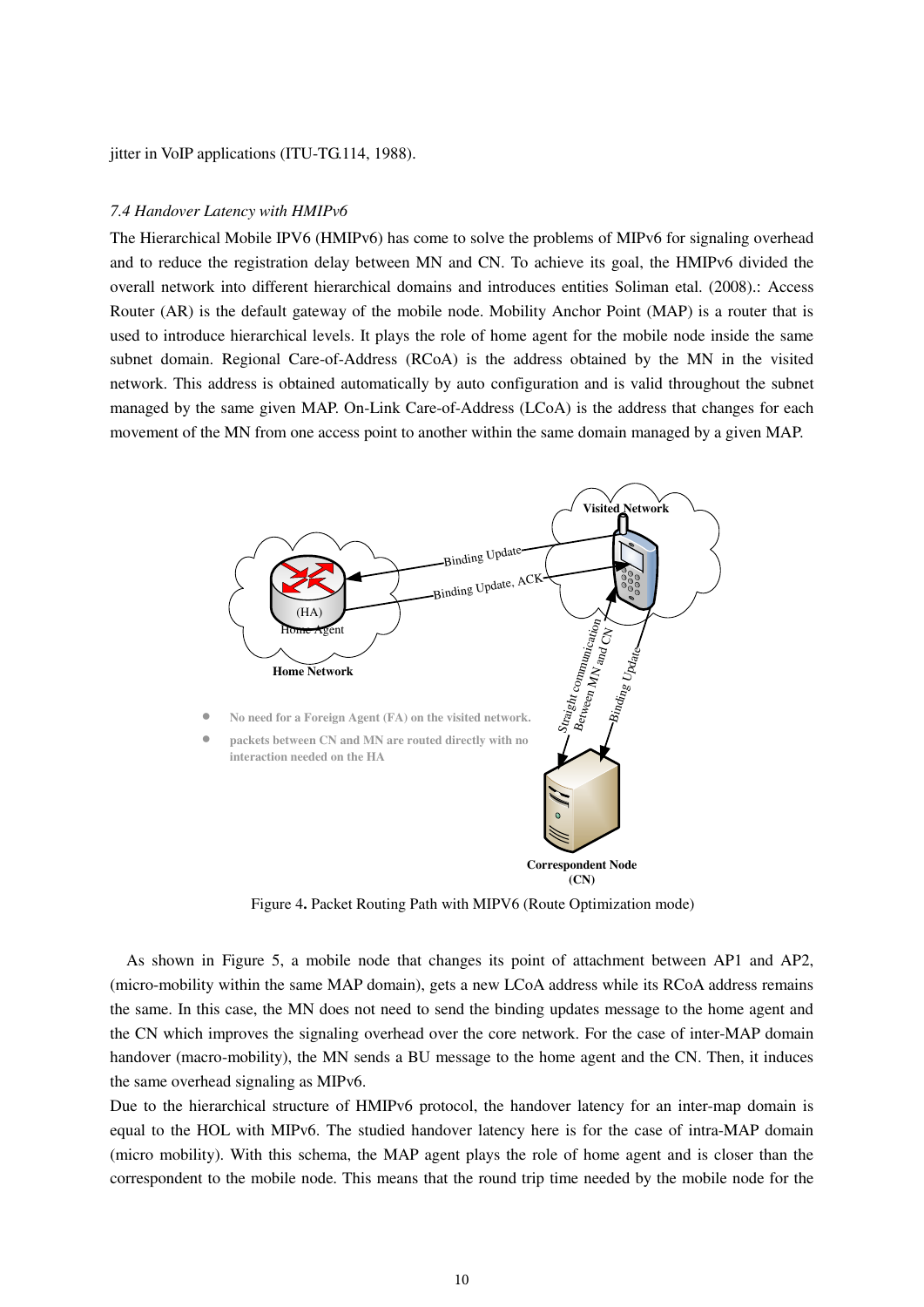jitter in VoIP applications (ITU-TG.114, 1988).

*7.4 Handover Latency with HMIPv6*

The Hierarchical Mobile IPV6 (HMIPv6) has come to solve the problems of MIPv6 for signaling overhead and to reduce the registration delay between MN and CN. To achieve its goal, the HMIPv6 divided the overall network into different hierarchical domains and introduces entities Soliman etal. (2008).: Access Router (AR) is the default gateway of the mobile node. Mobility Anchor Point (MAP) is a router that is used to introduce hierarchical levels. It plays the role of home agent for the mobile node inside the same subnet domain. Regional Care-of-Address (RCoA) is the address obtained by the MN in the visited network. This address is obtained automatically by auto configuration and is valid throughout the subnet managed by the same given MAP. On-Link Care-of-Address (LCoA) is the address that changes for each movement of the MN from one access point to another within the same domain managed by a given MAP.

Visited Network

Binding Update

Binding Update, ACK

(HA)
Home Agent

Home Network

Straight communication Between MN and CN

Binding Update

- No need for a Foreign Agent (FA) on the visited network.
- packets between CN and MN are routed directly with no interaction needed on the HA

Correspondent Node (CN)

Figure 4. Packet Routing Path with MIPV6 (Route Optimization mode)

As shown in Figure 5, a mobile node that changes its point of attachment between AP1 and AP2, (micro-mobility within the same MAP domain), gets a new LCoA address while its RCoA address remains the same. In this case, the MN does not need to send the binding updates message to the home agent and the CN which improves the signaling overhead over the core network. For the case of inter-MAP domain handover (macro-mobility), the MN sends a BU message to the home agent and the CN. Then, it induces the same overhead signaling as MIPv6.

Due to the hierarchical structure of HMIPv6 protocol, the handover latency for an inter-map domain is equal to the HOL with MIPv6. The studied handover latency here is for the case of intra-MAP domain (micro mobility). With this schema, the MAP agent plays the role of home agent and is closer than the correspondent to the mobile node. This means that the round trip time needed by the mobile node for the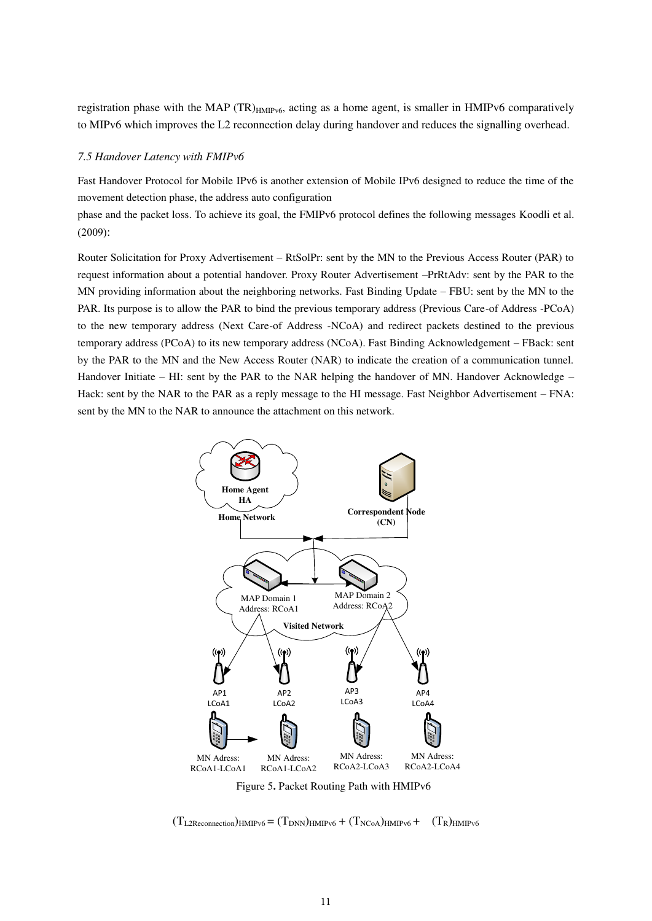registration phase with the MAP $(TR)_{HMIPv6}$, acting as a home agent, is smaller in HMIPv6 comparatively to MIPv6 which improves the L2 reconnection delay during handover and reduces the signalling overhead.

### *7.5 Handover Latency with FMIPv6*

Fast Handover Protocol for Mobile IPv6 is another extension of Mobile IPv6 designed to reduce the time of the movement detection phase, the address auto configuration

phase and the packet loss. To achieve its goal, the FMIPv6 protocol defines the following messages Koodli et al. (2009):

Router Solicitation for Proxy Advertisement – RtSolPr: sent by the MN to the Previous Access Router (PAR) to request information about a potential handover. Proxy Router Advertisement –PrRtAdv: sent by the PAR to the MN providing information about the neighboring networks. Fast Binding Update – FBU: sent by the MN to the PAR. Its purpose is to allow the PAR to bind the previous temporary address (Previous Care-of Address -PCoA) to the new temporary address (Next Care-of Address -NCoA) and redirect packets destined to the previous temporary address (PCoA) to its new temporary address (NCoA). Fast Binding Acknowledgement – FBack: sent by the PAR to the MN and the New Access Router (NAR) to indicate the creation of a communication tunnel. Handover Initiate – HI: sent by the PAR to the NAR helping the handover of MN. Handover Acknowledge – Hack: sent by the NAR to the PAR as a reply message to the HI message. Fast Neighbor Advertisement – FNA: sent by the MN to the NAR to announce the attachment on this network.

Home Agent
HA
Home Network

Correspondent Node
(CN)

MAP Domain 1
Address: RCoA1

MAP Domain 2
Address: RCoA2

Visited Network

AP1
LCoA1

AP2
LCoA2

AP3
LCoA3

AP4
LCoA4

MN Adress:
RCoA1-LCoA1

MN Adress:
RCoA1-LCoA2

MN Adress:
RCoA2-LCoA3

MN Adress:
RCoA2-LCoA4

Figure 5. Packet Routing Path with HMIPv6

$$(T_{L2Reconnection})_{HMIPv6} = (T_{DNN})_{HMIPv6} + (T_{NCoA})_{HMIPv6} + (T_R)_{HMIPv6}$$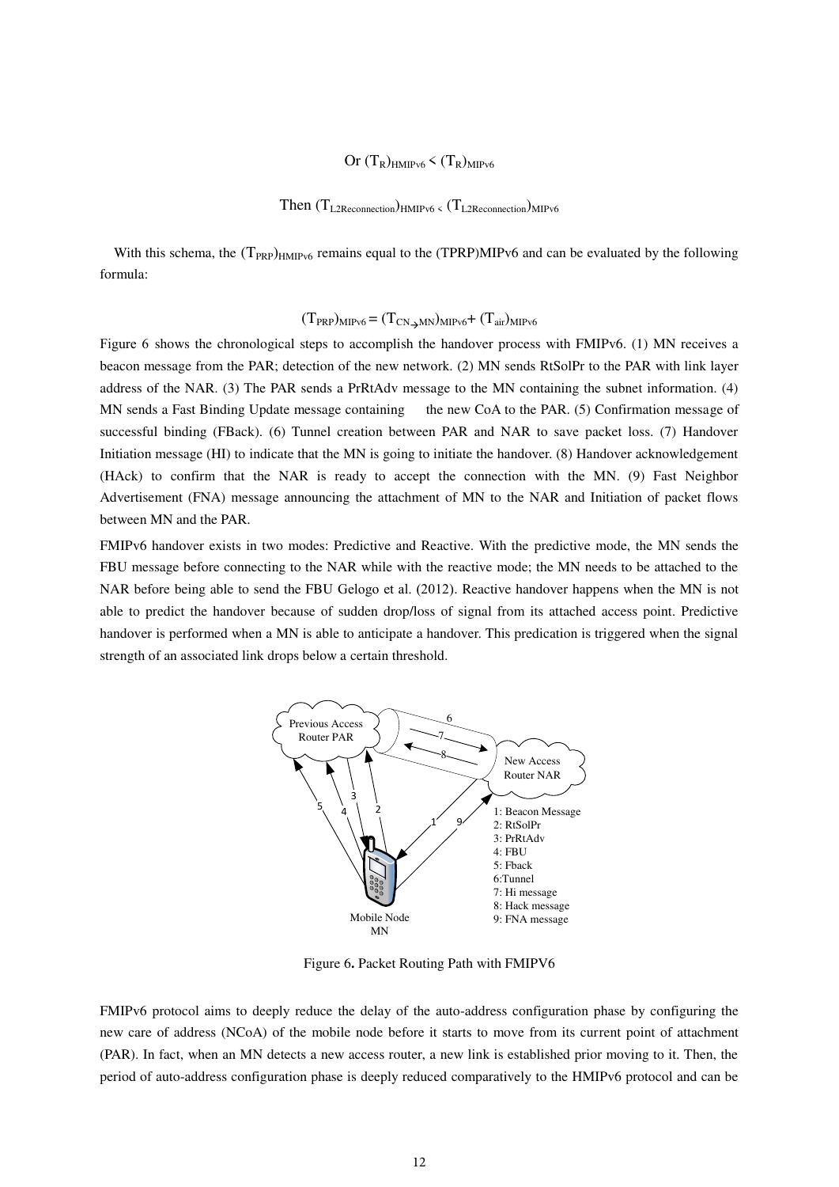$$\text{Or } (T_R)_{HMIPv6} < (T_R)_{MIPv6}$$

$$\text{Then } (T_{L2Reconnection})_{HMIPv6} < (T_{L2Reconnection})_{MIPv6}$$

With this schema, the $(T_{PRP})_{HMIPv6}$ remains equal to the (TPRP)MIPv6 and can be evaluated by the following formula:

$$(T_{PRP})_{MIPv6} = (T_{CN \rightarrow MN})_{MIPv6} + (T_{air})_{MIPv6}$$

Figure 6 shows the chronological steps to accomplish the handover process with FMIPv6. (1) MN receives a beacon message from the PAR; detection of the new network. (2) MN sends RtSolPr to the PAR with link layer address of the NAR. (3) The PAR sends a PrRtAdv message to the MN containing the subnet information. (4) MN sends a Fast Binding Update message containing the new CoA to the PAR. (5) Confirmation message of successful binding (FBack). (6) Tunnel creation between PAR and NAR to save packet loss. (7) Handover Initiation message (HI) to indicate that the MN is going to initiate the handover. (8) Handover acknowledgement (HAck) to confirm that the NAR is ready to accept the connection with the MN. (9) Fast Neighbor Advertisement (FNA) message announcing the attachment of MN to the NAR and Initiation of packet flows between MN and the PAR.

FMIPv6 handover exists in two modes: Predictive and Reactive. With the predictive mode, the MN sends the FBU message before connecting to the NAR while with the reactive mode; the MN needs to be attached to the NAR before being able to send the FBU Gelogo et al. (2012). Reactive handover happens when the MN is not able to predict the handover because of sudden drop/loss of signal from its attached access point. Predictive handover is performed when a MN is able to anticipate a handover. This predication is triggered when the signal strength of an associated link drops below a certain threshold.

Previous Access Router PAR

New Access Router NAR

Mobile Node MN

6
7
8
5
4
3
2
1
9

1: Beacon Message
2: RtSolPr
3: PrRtAdv
4: FBU
5: Fback
6:Tunnel
7: Hi message
8: Hack message
9: FNA message

Figure 6**.** Packet Routing Path with FMIPV6

FMIPv6 protocol aims to deeply reduce the delay of the auto-address configuration phase by configuring the new care of address (NCoA) of the mobile node before it starts to move from its current point of attachment (PAR). In fact, when an MN detects a new access router, a new link is established prior moving to it. Then, the period of auto-address configuration phase is deeply reduced comparatively to the HMIPv6 protocol and can be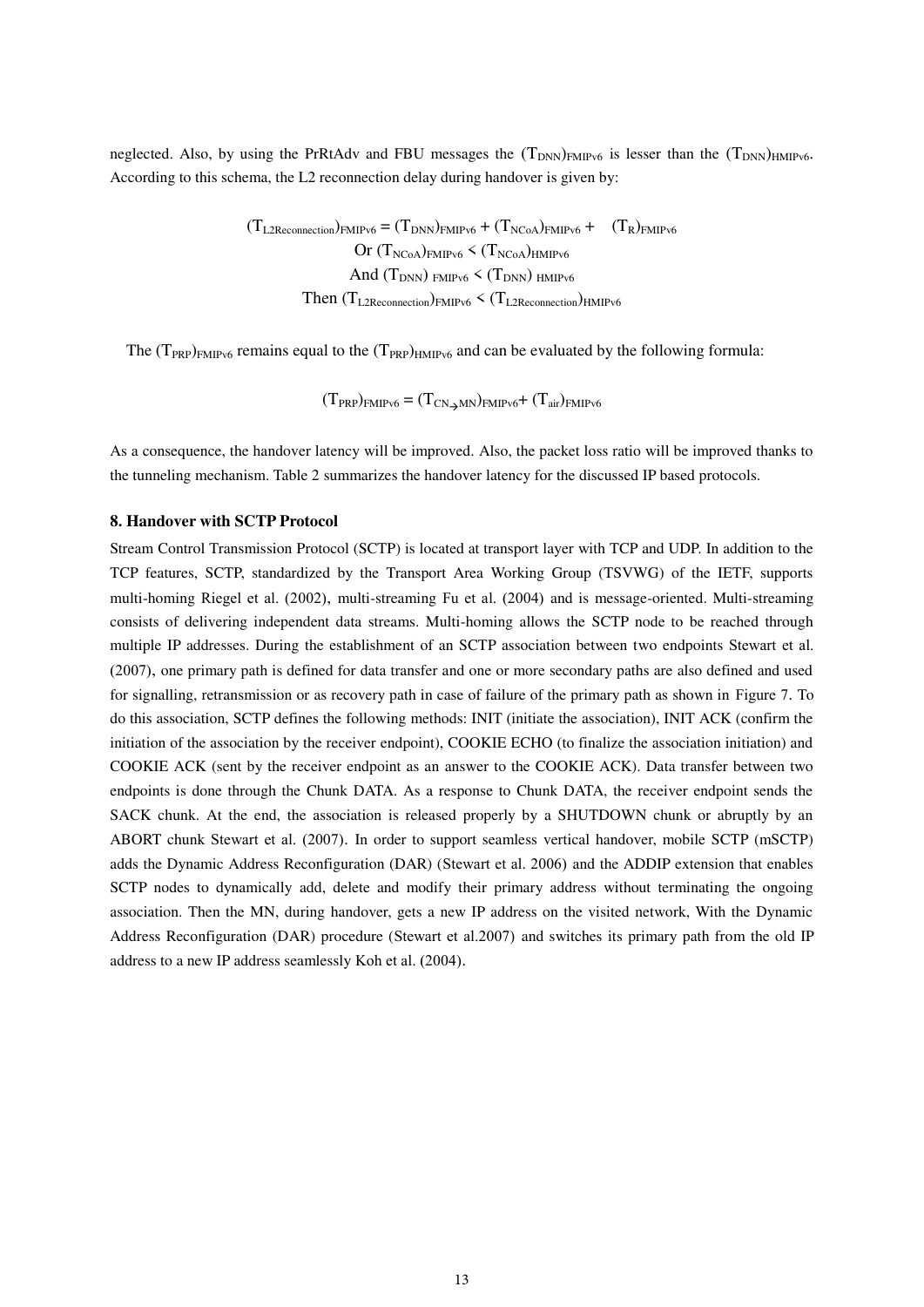neglected. Also, by using the PrRtAdv and FBU messages the $(T_{DNN})_{FMIPv6}$ is lesser than the $(T_{DNN})_{HMIPv6}$. According to this schema, the L2 reconnection delay during handover is given by:

$$(T_{L2Reconnection})_{FMIPv6} = (T_{DNN})_{FMIPv6} + (T_{NCoA})_{FMIPv6} + \quad (T_R)_{FMIPv6}$$

$$\text{Or } (T_{NCoA})_{FMIPv6} < (T_{NCoA})_{HMIPv6}$$

$$\text{And } (T_{DNN})_{FMIPv6} < (T_{DNN})_{HMIPv6}$$

$$\text{Then } (T_{L2Reconnection})_{FMIPv6} < (T_{L2Reconnection})_{HMIPv6}$$

The $(T_{PRP})_{FMIPv6}$ remains equal to the $(T_{PRP})_{HMIPv6}$ and can be evaluated by the following formula:

$$(T_{PRP})_{FMIPv6} = (T_{CN \rightarrow MN})_{FMIPv6} + (T_{air})_{FMIPv6}$$

As a consequence, the handover latency will be improved. Also, the packet loss ratio will be improved thanks to the tunneling mechanism. Table 2 summarizes the handover latency for the discussed IP based protocols.

### 8. Handover with SCTP Protocol

Stream Control Transmission Protocol (SCTP) is located at transport layer with TCP and UDP. In addition to the TCP features, SCTP, standardized by the Transport Area Working Group (TSVWG) of the IETF, supports multi-homing Riegel et al. (2002), multi-streaming Fu et al. (2004) and is message-oriented. Multi-streaming consists of delivering independent data streams. Multi-homing allows the SCTP node to be reached through multiple IP addresses. During the establishment of an SCTP association between two endpoints Stewart et al. (2007), one primary path is defined for data transfer and one or more secondary paths are also defined and used for signalling, retransmission or as recovery path in case of failure of the primary path as shown in Figure 7. To do this association, SCTP defines the following methods: INIT (initiate the association), INIT ACK (confirm the initiation of the association by the receiver endpoint), COOKIE ECHO (to finalize the association initiation) and COOKIE ACK (sent by the receiver endpoint as an answer to the COOKIE ACK). Data transfer between two endpoints is done through the Chunk DATA. As a response to Chunk DATA, the receiver endpoint sends the SACK chunk. At the end, the association is released properly by a SHUTDOWN chunk or abruptly by an ABORT chunk Stewart et al. (2007). In order to support seamless vertical handover, mobile SCTP (mSCTP) adds the Dynamic Address Reconfiguration (DAR) (Stewart et al. 2006) and the ADDIP extension that enables SCTP nodes to dynamically add, delete and modify their primary address without terminating the ongoing association. Then the MN, during handover, gets a new IP address on the visited network, With the Dynamic Address Reconfiguration (DAR) procedure (Stewart et al.2007) and switches its primary path from the old IP address to a new IP address seamlessly Koh et al. (2004).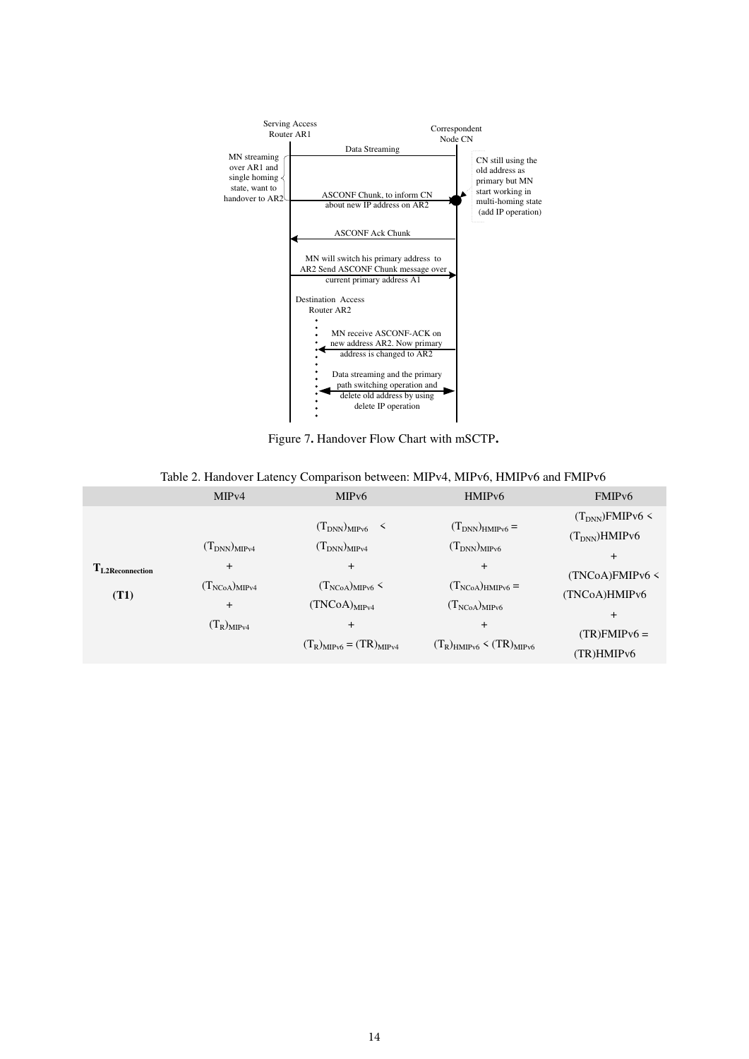Serving Access Router AR1

Correspondent Node CN

Data Streaming

MN streaming over AR1 and single homing state, want to handover to AR2

CN still using the old address as primary but MN start working in multi-homing state (add IP operation)

ASCONF Chunk, to inform CN about new IP address on AR2

ASCONF Ack Chunk

MN will switch his primary address to AR2 Send ASCONF Chunk message over current primary address A1

Destination Access Router AR2

MN receive ASCONF-ACK on new address AR2. Now primary address is changed to AR2

Data streaming and the primary path switching operation and delete old address by using delete IP operation

Figure 7**.** Handover Flow Chart with mSCTP**.**

Table 2. Handover Latency Comparison between: MIPv4, MIPv6, HMIPv6 and FMIPv6

| | MIPv4 | MIPv6 | HMIPv6 | FMIPv6 |
|---|---|---|---|---|
| **$T_{L2Reconnection}$ (T1)** | $(T_{DNN})_{MIPv4}$ + $(T_{NCoA})_{MIPv4}$ + $(T_R)_{MIPv4}$ | $(T_{DNN})_{MIPv6}$ < $(T_{DNN})_{MIPv4}$ + $(T_{NCoA})_{MIPv6}$ < $(TNCoA)_{MIPv4}$ + $(T_R)_{MIPv6} = (TR)_{MIPv4}$ | $(T_{DNN})_{HMIPv6}$ = $(T_{DNN})_{MIPv6}$ + $(T_{NCoA})_{HMIPv6}$ = $(T_{NCoA})_{MIPv6}$ + $(T_R)_{HMIPv6}$ < $(TR)_{MIPv6}$ | $(T_{DNN})$FMIPv6 < $(T_{DNN})$HMIPv6 + (TNCoA)FMIPv6 < (TNCoA)HMIPv6 + (TR)FMIPv6 = (TR)HMIPv6 |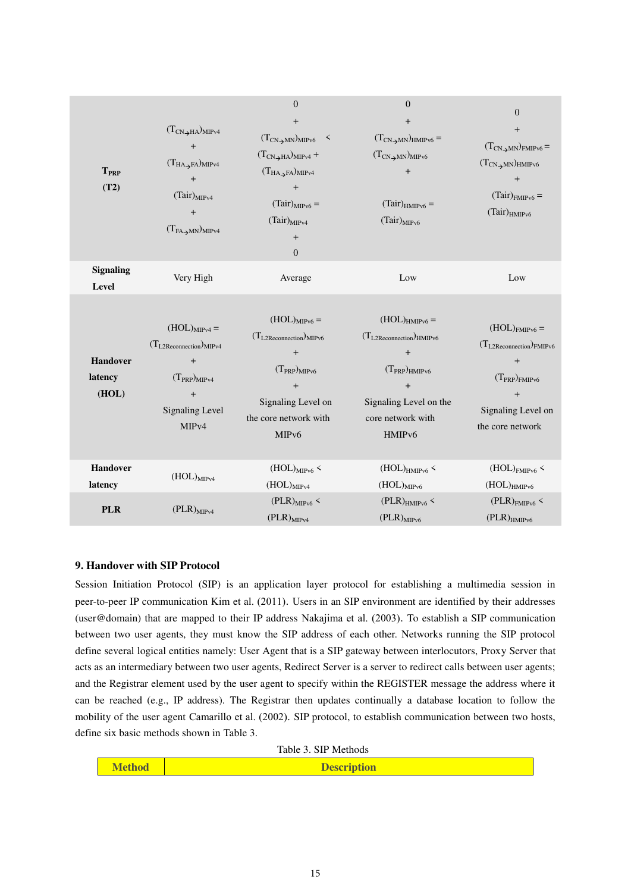| | | | | |
|---|---|---|---|---|
| **$T_{PRP}$ (T2)** | $(T_{CN \to HA})_{MIPv4}$ + $(T_{HA \to FA})_{MIPv4}$ + $(Tair)_{MIPv4}$ + $(T_{FA \to MN})_{MIPv4}$ | 0 + $(T_{CN \to MN})_{MIPv6}$ < $(T_{CN \to HA})_{MIPv4}$ + $(T_{HA \to FA})_{MIPv4}$ + $(Tair)_{MIPv6}$ = $(Tair)_{MIPv4}$ + 0 | 0 + $(T_{CN \to MN})_{HMIPv6}$ = $(T_{CN \to MN})_{MIPv6}$ + $(Tair)_{HMIPv6}$ = $(Tair)_{MIPv6}$ | 0 + $(T_{CN \to MN})_{FMIPv6}$ = $(T_{CN \to MN})_{HMIPv6}$ + $(Tair)_{FMIPv6}$ = $(Tair)_{HMIPv6}$ |
| **Signaling Level** | Very High | Average | Low | Low |
| **Handover latency (HOL)** | $(HOL)_{MIPv4}$ = $(T_{L2Reconnection})_{MIPv4}$ + $(T_{PRP})_{MIPv4}$ + Signaling Level MIPv4 | $(HOL)_{MIPv6}$ = $(T_{L2Reconnection})_{MIPv6}$ + $(T_{PRP})_{MIPv6}$ + Signaling Level on the core network with MIPv6 | $(HOL)_{HMIPv6}$ = $(T_{L2Reconnection})_{HMIPv6}$ + $(T_{PRP})_{HMIPv6}$ + Signaling Level on the core network with HMIPv6 | $(HOL)_{FMIPv6}$ = $(T_{L2Reconnection})_{FMIPv6}$ + $(T_{PRP})_{FMIPv6}$ + Signaling Level on the core network |
| **Handover latency** | $(HOL)_{MIPv4}$ | $(HOL)_{MIPv6}$ < $(HOL)_{MIPv4}$ | $(HOL)_{HMIPv6}$ < $(HOL)_{MIPv6}$ | $(HOL)_{FMIPv6}$ < $(HOL)_{HMIPv6}$ |
| **PLR** | $(PLR)_{MIPv4}$ | $(PLR)_{MIPv6}$ < $(PLR)_{MIPv4}$ | $(PLR)_{HMIPv6}$ < $(PLR)_{MIPv6}$ | $(PLR)_{FMIPv6}$ < $(PLR)_{HMIPv6}$ |

## 9. Handover with SIP Protocol

Session Initiation Protocol (SIP) is an application layer protocol for establishing a multimedia session in peer-to-peer IP communication Kim et al. (2011). Users in an SIP environment are identified by their addresses (user@domain) that are mapped to their IP address Nakajima et al. (2003). To establish a SIP communication between two user agents, they must know the SIP address of each other. Networks running the SIP protocol define several logical entities namely: User Agent that is a SIP gateway between interlocutors, Proxy Server that acts as an intermediary between two user agents, Redirect Server is a server to redirect calls between user agents; and the Registrar element used by the user agent to specify within the REGISTER message the address where it can be reached (e.g., IP address). The Registrar then updates continually a database location to follow the mobility of the user agent Camarillo et al. (2002). SIP protocol, to establish communication between two hosts, define six basic methods shown in Table 3.

Table 3. SIP Methods

| Method | Description |
|---|---|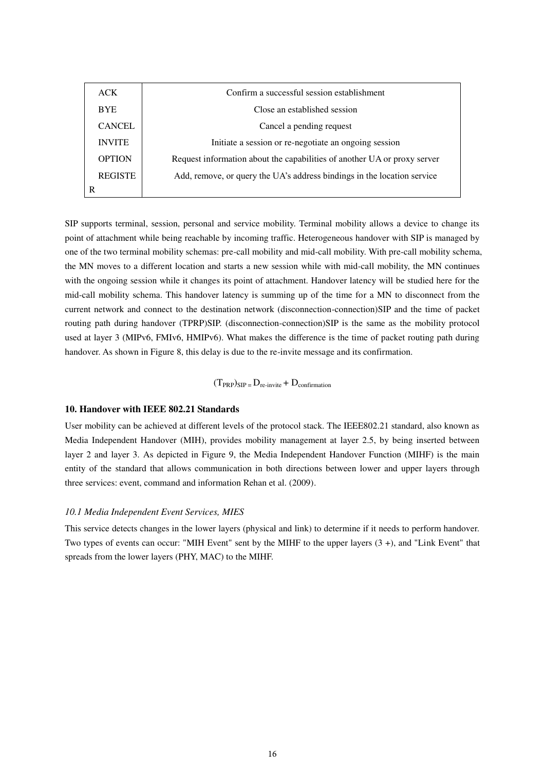| | |
|---|---|
| ACK | Confirm a successful session establishment |
| BYE | Close an established session |
| CANCEL | Cancel a pending request |
| INVITE | Initiate a session or re-negotiate an ongoing session |
| OPTION | Request information about the capabilities of another UA or proxy server |
| REGISTER | Add, remove, or query the UA's address bindings in the location service |

SIP supports terminal, session, personal and service mobility. Terminal mobility allows a device to change its point of attachment while being reachable by incoming traffic. Heterogeneous handover with SIP is managed by one of the two terminal mobility schemas: pre-call mobility and mid-call mobility. With pre-call mobility schema, the MN moves to a different location and starts a new session while with mid-call mobility, the MN continues with the ongoing session while it changes its point of attachment. Handover latency will be studied here for the mid-call mobility schema. This handover latency is summing up of the time for a MN to disconnect from the current network and connect to the destination network (disconnection-connection)SIP and the time of packet routing path during handover (TPRP)SIP. (disconnection-connection)SIP is the same as the mobility protocol used at layer 3 (MIPv6, FMIv6, HMIPv6). What makes the difference is the time of packet routing path during handover. As shown in Figure 8, this delay is due to the re-invite message and its confirmation.

$$(T_{PRP})_{SIP} = D_{re\text{-}invite} + D_{confirmation}$$

### 10. Handover with IEEE 802.21 Standards

User mobility can be achieved at different levels of the protocol stack. The IEEE802.21 standard, also known as Media Independent Handover (MIH), provides mobility management at layer 2.5, by being inserted between layer 2 and layer 3. As depicted in Figure 9, the Media Independent Handover Function (MIHF) is the main entity of the standard that allows communication in both directions between lower and upper layers through three services: event, command and information Rehan et al. (2009).

#### *10.1 Media Independent Event Services, MIES*

This service detects changes in the lower layers (physical and link) to determine if it needs to perform handover. Two types of events can occur: "MIH Event" sent by the MIHF to the upper layers (3 +), and "Link Event" that spreads from the lower layers (PHY, MAC) to the MIHF.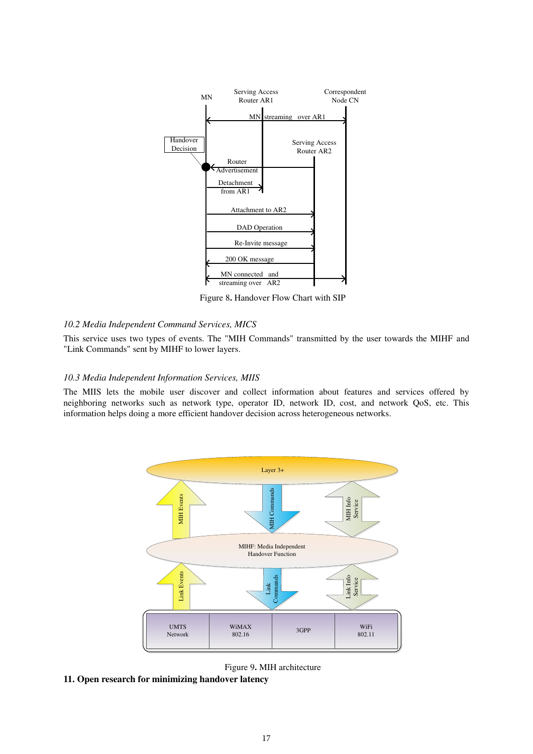MN

Serving Access Router AR1

Correspondent Node CN

MN streaming over AR1

Handover Decision

Serving Access Router AR2

Router Advertisement

Detachment from AR1

Attachment to AR2

DAD Operation

Re-Invite message

200 OK message

MN connected and streaming over AR2

Figure 8. Handover Flow Chart with SIP

### *10.2 Media Independent Command Services, MICS*

This service uses two types of events. The "MIH Commands" transmitted by the user towards the MIHF and "Link Commands" sent by MIHF to lower layers.

### *10.3 Media Independent Information Services, MIIS*

The MIIS lets the mobile user discover and collect information about features and services offered by neighboring networks such as network type, operator ID, network ID, cost, and network QoS, etc. This information helps doing a more efficient handover decision across heterogeneous networks.

Layer 3+

MIH Events

MIH Commands

MIH Info Service

MIHF: Media Independent Handover Function

Link Events

Link Commands

Link Info Service

UMTS Network

WiMAX 802.16

3GPP

WiFi 802.11

Figure 9. MIH architecture

## 11. Open research for minimizing handover latency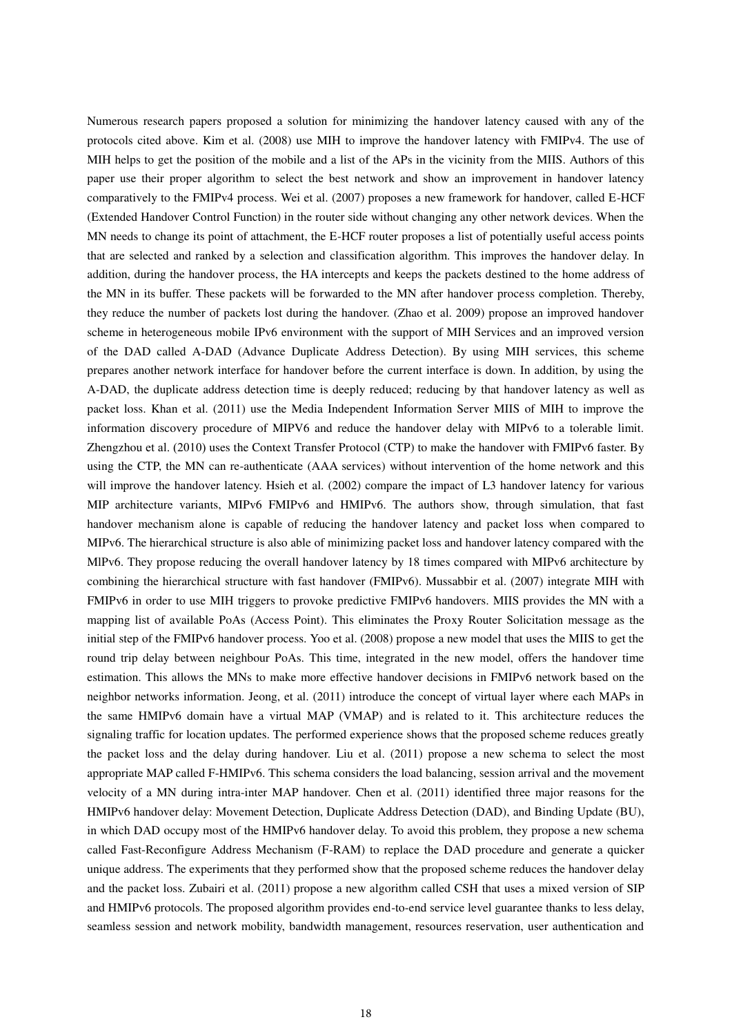Numerous research papers proposed a solution for minimizing the handover latency caused with any of the protocols cited above. Kim et al. (2008) use MIH to improve the handover latency with FMIPv4. The use of MIH helps to get the position of the mobile and a list of the APs in the vicinity from the MIIS. Authors of this paper use their proper algorithm to select the best network and show an improvement in handover latency comparatively to the FMIPv4 process. Wei et al. (2007) proposes a new framework for handover, called E-HCF (Extended Handover Control Function) in the router side without changing any other network devices. When the MN needs to change its point of attachment, the E-HCF router proposes a list of potentially useful access points that are selected and ranked by a selection and classification algorithm. This improves the handover delay. In addition, during the handover process, the HA intercepts and keeps the packets destined to the home address of the MN in its buffer. These packets will be forwarded to the MN after handover process completion. Thereby, they reduce the number of packets lost during the handover. (Zhao et al. 2009) propose an improved handover scheme in heterogeneous mobile IPv6 environment with the support of MIH Services and an improved version of the DAD called A-DAD (Advance Duplicate Address Detection). By using MIH services, this scheme prepares another network interface for handover before the current interface is down. In addition, by using the A-DAD, the duplicate address detection time is deeply reduced; reducing by that handover latency as well as packet loss. Khan et al. (2011) use the Media Independent Information Server MIIS of MIH to improve the information discovery procedure of MIPV6 and reduce the handover delay with MIPv6 to a tolerable limit. Zhengzhou et al. (2010) uses the Context Transfer Protocol (CTP) to make the handover with FMIPv6 faster. By using the CTP, the MN can re-authenticate (AAA services) without intervention of the home network and this will improve the handover latency. Hsieh et al. (2002) compare the impact of L3 handover latency for various MIP architecture variants, MIPv6 FMIPv6 and HMIPv6. The authors show, through simulation, that fast handover mechanism alone is capable of reducing the handover latency and packet loss when compared to MIPv6. The hierarchical structure is also able of minimizing packet loss and handover latency compared with the MIPv6. They propose reducing the overall handover latency by 18 times compared with MIPv6 architecture by combining the hierarchical structure with fast handover (FMIPv6). Mussabbir et al. (2007) integrate MIH with FMIPv6 in order to use MIH triggers to provoke predictive FMIPv6 handovers. MIIS provides the MN with a mapping list of available PoAs (Access Point). This eliminates the Proxy Router Solicitation message as the initial step of the FMIPv6 handover process. Yoo et al. (2008) propose a new model that uses the MIIS to get the round trip delay between neighbour PoAs. This time, integrated in the new model, offers the handover time estimation. This allows the MNs to make more effective handover decisions in FMIPv6 network based on the neighbor networks information. Jeong, et al. (2011) introduce the concept of virtual layer where each MAPs in the same HMIPv6 domain have a virtual MAP (VMAP) and is related to it. This architecture reduces the signaling traffic for location updates. The performed experience shows that the proposed scheme reduces greatly the packet loss and the delay during handover. Liu et al. (2011) propose a new schema to select the most appropriate MAP called F-HMIPv6. This schema considers the load balancing, session arrival and the movement velocity of a MN during intra-inter MAP handover. Chen et al. (2011) identified three major reasons for the HMIPv6 handover delay: Movement Detection, Duplicate Address Detection (DAD), and Binding Update (BU), in which DAD occupy most of the HMIPv6 handover delay. To avoid this problem, they propose a new schema called Fast-Reconfigure Address Mechanism (F-RAM) to replace the DAD procedure and generate a quicker unique address. The experiments that they performed show that the proposed scheme reduces the handover delay and the packet loss. Zubairi et al. (2011) propose a new algorithm called CSH that uses a mixed version of SIP and HMIPv6 protocols. The proposed algorithm provides end-to-end service level guarantee thanks to less delay, seamless session and network mobility, bandwidth management, resources reservation, user authentication and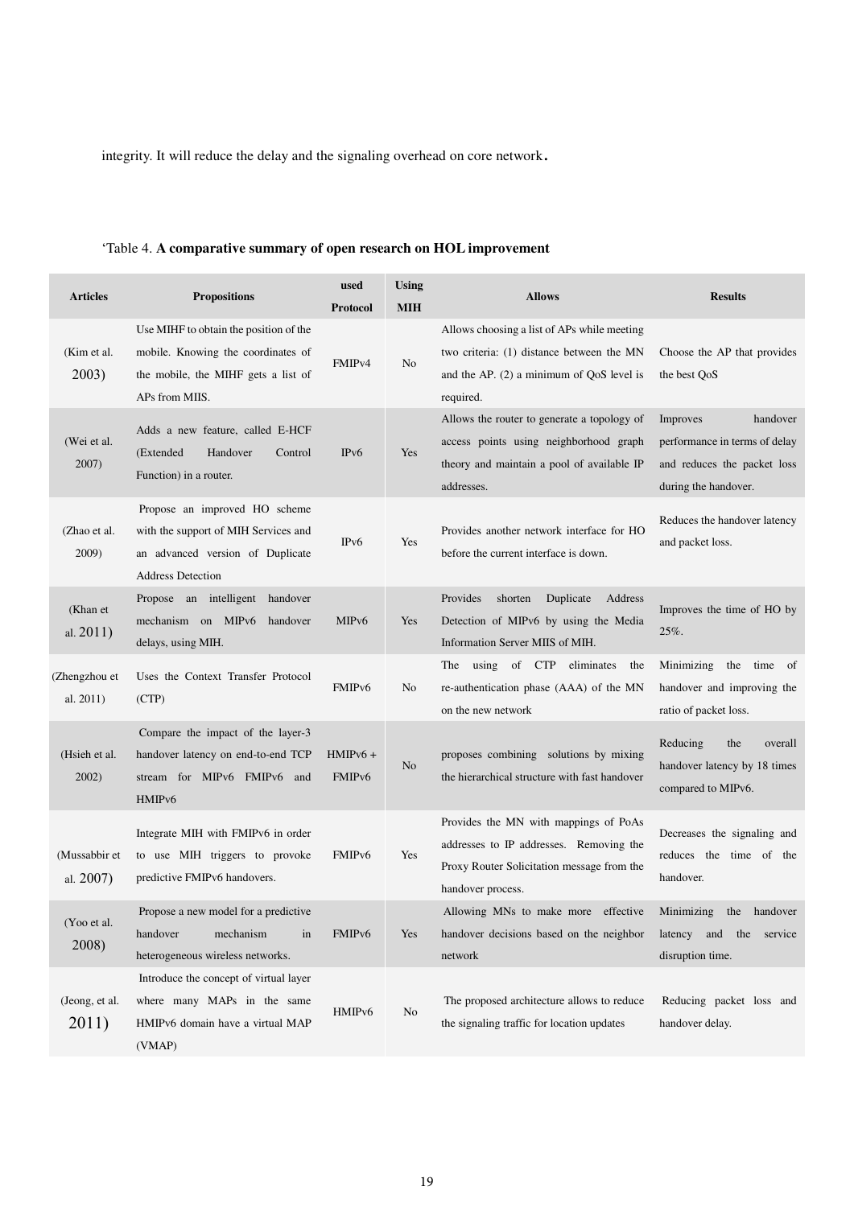integrity. It will reduce the delay and the signaling overhead on core network.

'Table 4. **A comparative summary of open research on HOL improvement**

| Articles | Propositions | used Protocol | Using MIH | Allows | Results |
|---|---|---|---|---|---|
| (Kim et al. 2003) | Use MIHF to obtain the position of the mobile. Knowing the coordinates of the mobile, the MIHF gets a list of APs from MIIS. | FMIPv4 | No | Allows choosing a list of APs while meeting two criteria: (1) distance between the MN and the AP. (2) a minimum of QoS level is required. | Choose the AP that provides the best QoS |
| (Wei et al. 2007) | Adds a new feature, called E-HCF (Extended Handover Control Function) in a router. | IPv6 | Yes | Allows the router to generate a topology of access points using neighborhood graph theory and maintain a pool of available IP addresses. | Improves handover performance in terms of delay and reduces the packet loss during the handover. |
| (Zhao et al. 2009) | Propose an improved HO scheme with the support of MIH Services and an advanced version of Duplicate Address Detection | IPv6 | Yes | Provides another network interface for HO before the current interface is down. | Reduces the handover latency and packet loss. |
| (Khan et al. 2011) | Propose an intelligent handover mechanism on MIPv6 handover delays, using MIH. | MIPv6 | Yes | Provides shorten Duplicate Address Detection of MIPv6 by using the Media Information Server MIIS of MIH. | Improves the time of HO by 25%. |
| (Zhengzhou et al. 2011) | Uses the Context Transfer Protocol (CTP) | FMIPv6 | No | The using of CTP eliminates the re-authentication phase (AAA) of the MN on the new network | Minimizing the time of handover and improving the ratio of packet loss. |
| (Hsieh et al. 2002) | Compare the impact of the layer-3 handover latency on end-to-end TCP stream for MIPv6 FMIPv6 and HMIPv6 | HMIPv6 + FMIPv6 | No | proposes combining solutions by mixing the hierarchical structure with fast handover | Reducing the overall handover latency by 18 times compared to MIPv6. |
| (Mussabbir et al. 2007) | Integrate MIH with FMIPv6 in order to use MIH triggers to provoke predictive FMIPv6 handovers. | FMIPv6 | Yes | Provides the MN with mappings of PoAs addresses to IP addresses. Removing the Proxy Router Solicitation message from the handover process. | Decreases the signaling and reduces the time of the handover. |
| (Yoo et al. 2008) | Propose a new model for a predictive handover mechanism in heterogeneous wireless networks. | FMIPv6 | Yes | Allowing MNs to make more effective handover decisions based on the neighbor network | Minimizing the handover latency and the service disruption time. |
| (Jeong, et al. 2011) | Introduce the concept of virtual layer where many MAPs in the same HMIPv6 domain have a virtual MAP (VMAP) | HMIPv6 | No | The proposed architecture allows to reduce the signaling traffic for location updates | Reducing packet loss and handover delay. |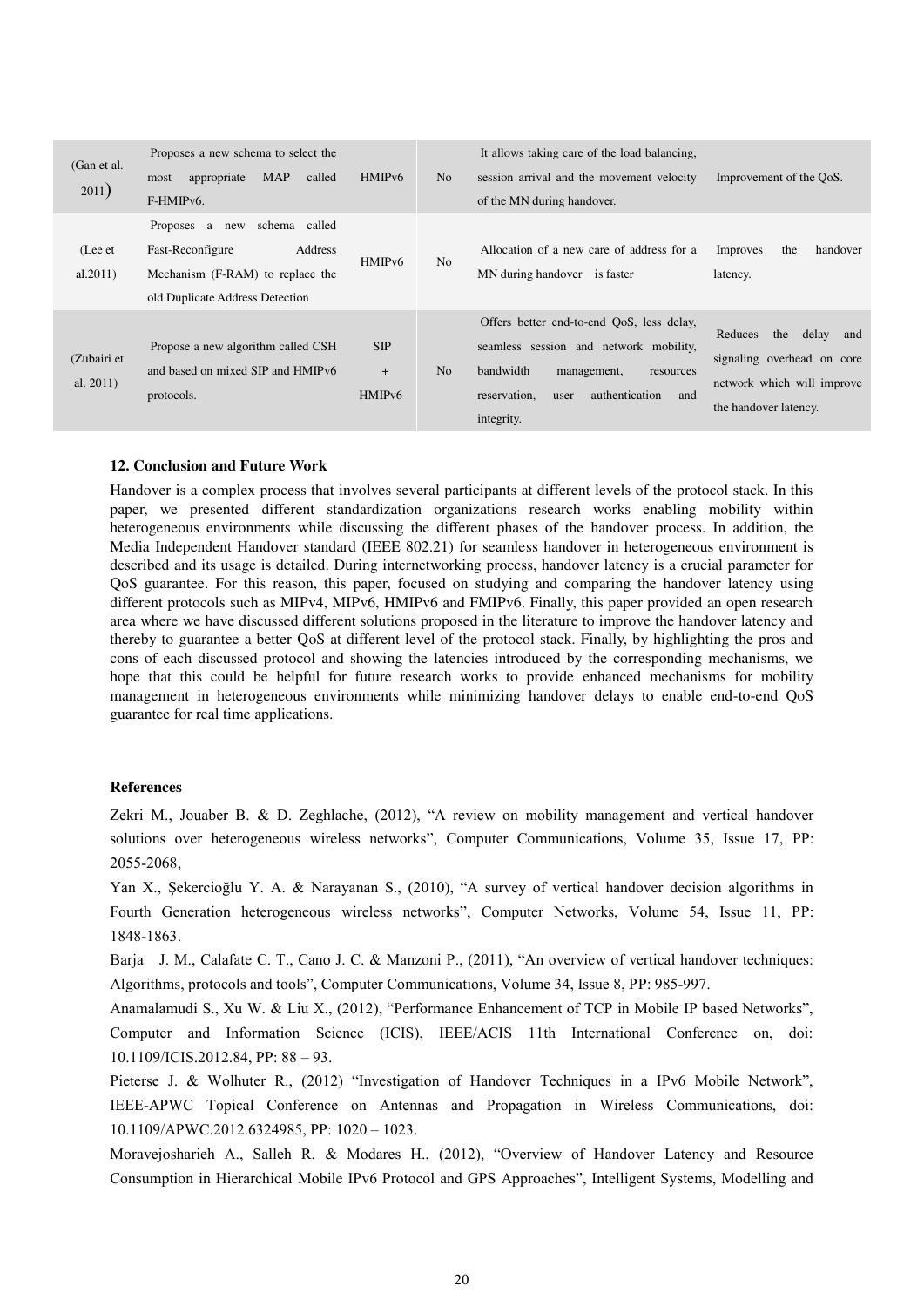| | | | | | |
|---|---|---|---|---|---|
| (Gan et al. 2011) | Proposes a new schema to select the most appropriate MAP called F-HMIPv6. | HMIPv6 | No | It allows taking care of the load balancing, session arrival and the movement velocity of the MN during handover. | Improvement of the QoS. |
| (Lee et al.2011) | Proposes a new schema called Fast-Reconfigure Address Mechanism (F-RAM) to replace the old Duplicate Address Detection | HMIPv6 | No | Allocation of a new care of address for a MN during handover is faster | Improves the handover latency. |
| (Zubairi et al. 2011) | Propose a new algorithm called CSH and based on mixed SIP and HMIPv6 protocols. | SIP + HMIPv6 | No | Offers better end-to-end QoS, less delay, seamless session and network mobility, bandwidth management, resources reservation, user authentication and integrity. | Reduces the delay and signaling overhead on core network which will improve the handover latency. |

### 12. Conclusion and Future Work

Handover is a complex process that involves several participants at different levels of the protocol stack. In this paper, we presented different standardization organizations research works enabling mobility within heterogeneous environments while discussing the different phases of the handover process. In addition, the Media Independent Handover standard (IEEE 802.21) for seamless handover in heterogeneous environment is described and its usage is detailed. During internetworking process, handover latency is a crucial parameter for QoS guarantee. For this reason, this paper, focused on studying and comparing the handover latency using different protocols such as MIPv4, MIPv6, HMIPv6 and FMIPv6. Finally, this paper provided an open research area where we have discussed different solutions proposed in the literature to improve the handover latency and thereby to guarantee a better QoS at different level of the protocol stack. Finally, by highlighting the pros and cons of each discussed protocol and showing the latencies introduced by the corresponding mechanisms, we hope that this could be helpful for future research works to provide enhanced mechanisms for mobility management in heterogeneous environments while minimizing handover delays to enable end-to-end QoS guarantee for real time applications.

### References

Zekri M., Jouaber B. & D. Zeghlache, (2012), "A review on mobility management and vertical handover solutions over heterogeneous wireless networks", Computer Communications, Volume 35, Issue 17, PP: 2055-2068,

Yan X., Şekercioğlu Y. A. & Narayanan S., (2010), "A survey of vertical handover decision algorithms in Fourth Generation heterogeneous wireless networks", Computer Networks, Volume 54, Issue 11, PP: 1848-1863.

Barja J. M., Calafate C. T., Cano J. C. & Manzoni P., (2011), "An overview of vertical handover techniques: Algorithms, protocols and tools", Computer Communications, Volume 34, Issue 8, PP: 985-997.

Anamalamudi S., Xu W. & Liu X., (2012), "Performance Enhancement of TCP in Mobile IP based Networks", Computer and Information Science (ICIS), IEEE/ACIS 11th International Conference on, doi: 10.1109/ICIS.2012.84, PP: 88 – 93.

Pieterse J. & Wolhuter R., (2012) "Investigation of Handover Techniques in a IPv6 Mobile Network", IEEE-APWC Topical Conference on Antennas and Propagation in Wireless Communications, doi: 10.1109/APWC.2012.6324985, PP: 1020 – 1023.

Moravejosharieh A., Salleh R. & Modares H., (2012), "Overview of Handover Latency and Resource Consumption in Hierarchical Mobile IPv6 Protocol and GPS Approaches", Intelligent Systems, Modelling and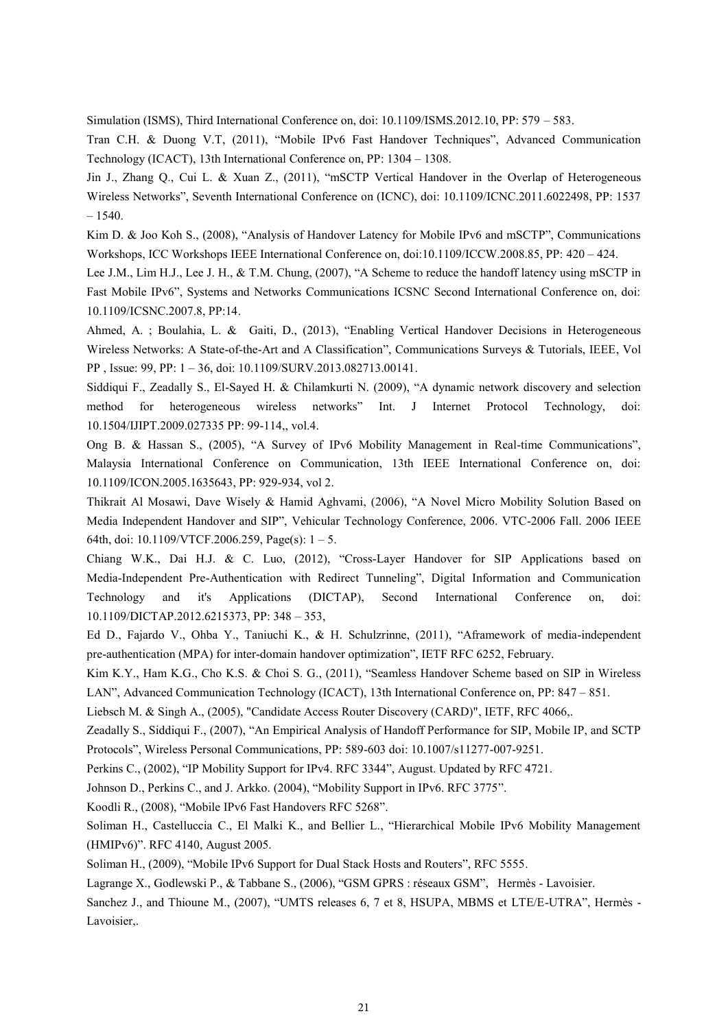Simulation (ISMS), Third International Conference on, doi: 10.1109/ISMS.2012.10, PP: 579 – 583.

Tran C.H. & Duong V.T, (2011), "Mobile IPv6 Fast Handover Techniques", Advanced Communication Technology (ICACT), 13th International Conference on, PP: 1304 – 1308.

Jin J., Zhang Q., Cui L. & Xuan Z., (2011), "mSCTP Vertical Handover in the Overlap of Heterogeneous Wireless Networks", Seventh International Conference on (ICNC), doi: 10.1109/ICNC.2011.6022498, PP: 1537 – 1540.

Kim D. & Joo Koh S., (2008), "Analysis of Handover Latency for Mobile IPv6 and mSCTP", Communications Workshops, ICC Workshops IEEE International Conference on, doi:10.1109/ICCW.2008.85, PP: 420 – 424.

Lee J.M., Lim H.J., Lee J. H., & T.M. Chung, (2007), "A Scheme to reduce the handoff latency using mSCTP in Fast Mobile IPv6", Systems and Networks Communications ICSNC Second International Conference on, doi: 10.1109/ICSNC.2007.8, PP:14.

Ahmed, A. ; Boulahia, L. & Gaiti, D., (2013), "Enabling Vertical Handover Decisions in Heterogeneous Wireless Networks: A State-of-the-Art and A Classification", Communications Surveys & Tutorials, IEEE, Vol PP , Issue: 99, PP: 1 – 36, doi: 10.1109/SURV.2013.082713.00141.

Siddiqui F., Zeadally S., El-Sayed H. & Chilamkurti N. (2009), "A dynamic network discovery and selection method for heterogeneous wireless networks" Int. J Internet Protocol Technology, doi: 10.1504/IJIPT.2009.027335 PP: 99-114,, vol.4.

Ong B. & Hassan S., (2005), "A Survey of IPv6 Mobility Management in Real-time Communications", Malaysia International Conference on Communication, 13th IEEE International Conference on, doi: 10.1109/ICON.2005.1635643, PP: 929-934, vol 2.

Thikrait Al Mosawi, Dave Wisely & Hamid Aghvami, (2006), "A Novel Micro Mobility Solution Based on Media Independent Handover and SIP", Vehicular Technology Conference, 2006. VTC-2006 Fall. 2006 IEEE 64th, doi: 10.1109/VTCF.2006.259, Page(s): 1 – 5.

Chiang W.K., Dai H.J. & C. Luo, (2012), "Cross-Layer Handover for SIP Applications based on Media-Independent Pre-Authentication with Redirect Tunneling", Digital Information and Communication Technology and it's Applications (DICTAP), Second International Conference on, doi: 10.1109/DICTAP.2012.6215373, PP: 348 – 353,

Ed D., Fajardo V., Ohba Y., Taniuchi K., & H. Schulzrinne, (2011), "Aframework of media-independent pre-authentication (MPA) for inter-domain handover optimization", IETF RFC 6252, February.

Kim K.Y., Ham K.G., Cho K.S. & Choi S. G., (2011), "Seamless Handover Scheme based on SIP in Wireless LAN", Advanced Communication Technology (ICACT), 13th International Conference on, PP: 847 – 851.

Liebsch M. & Singh A., (2005), "Candidate Access Router Discovery (CARD)", IETF, RFC 4066,.

Zeadally S., Siddiqui F., (2007), "An Empirical Analysis of Handoff Performance for SIP, Mobile IP, and SCTP Protocols", Wireless Personal Communications, PP: 589-603 doi: 10.1007/s11277-007-9251.

Perkins C., (2002), "IP Mobility Support for IPv4. RFC 3344", August. Updated by RFC 4721.

Johnson D., Perkins C., and J. Arkko. (2004), "Mobility Support in IPv6. RFC 3775".

Koodli R., (2008), "Mobile IPv6 Fast Handovers RFC 5268".

Soliman H., Castelluccia C., El Malki K., and Bellier L., "Hierarchical Mobile IPv6 Mobility Management (HMIPv6)". RFC 4140, August 2005.

Soliman H., (2009), "Mobile IPv6 Support for Dual Stack Hosts and Routers", RFC 5555.

Lagrange X., Godlewski P., & Tabbane S., (2006), "GSM GPRS : réseaux GSM", Hermès - Lavoisier.

Sanchez J., and Thioune M., (2007), "UMTS releases 6, 7 et 8, HSUPA, MBMS et LTE/E-UTRA", Hermès - Lavoisier,.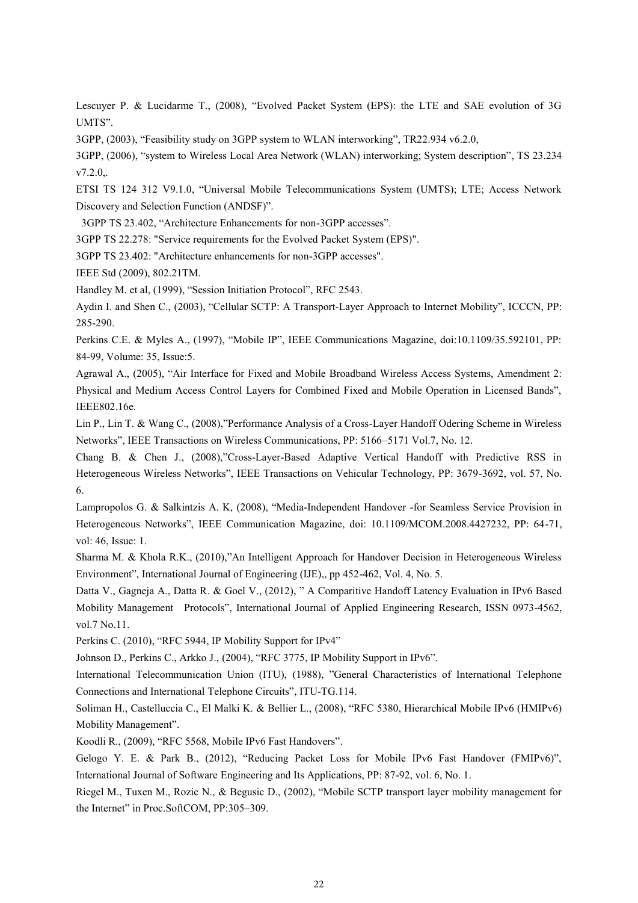Lescuyer P. & Lucidarme T., (2008), “Evolved Packet System (EPS): the LTE and SAE evolution of 3G UMTS”.

3GPP, (2003), “Feasibility study on 3GPP system to WLAN interworking”, TR22.934 v6.2.0,

3GPP, (2006), “system to Wireless Local Area Network (WLAN) interworking; System description”, TS 23.234 v7.2.0,.

ETSI TS 124 312 V9.1.0, “Universal Mobile Telecommunications System (UMTS); LTE; Access Network Discovery and Selection Function (ANDSF)”.

3GPP TS 23.402, “Architecture Enhancements for non-3GPP accesses”.

3GPP TS 22.278: "Service requirements for the Evolved Packet System (EPS)".

3GPP TS 23.402: "Architecture enhancements for non-3GPP accesses".

IEEE Std (2009), 802.21TM.

Handley M. et al, (1999), “Session Initiation Protocol”, RFC 2543.

Aydin I. and Shen C., (2003), “Cellular SCTP: A Transport-Layer Approach to Internet Mobility”, ICCCN, PP: 285-290.

Perkins C.E. & Myles A., (1997), “Mobile IP”, IEEE Communications Magazine, doi:10.1109/35.592101, PP: 84-99, Volume: 35, Issue:5.

Agrawal A., (2005), “Air Interface for Fixed and Mobile Broadband Wireless Access Systems, Amendment 2: Physical and Medium Access Control Layers for Combined Fixed and Mobile Operation in Licensed Bands”, IEEE802.16e.

Lin P., Lin T. & Wang C., (2008),”Performance Analysis of a Cross-Layer Handoff Odering Scheme in Wireless Networks”, IEEE Transactions on Wireless Communications, PP: 5166–5171 Vol.7, No. 12.

Chang B. & Chen J., (2008),”Cross-Layer-Based Adaptive Vertical Handoff with Predictive RSS in Heterogeneous Wireless Networks”, IEEE Transactions on Vehicular Technology, PP: 3679-3692, vol. 57, No. 6.

Lampropolos G. & Salkintzis A. K, (2008), “Media-Independent Handover -for Seamless Service Provision in Heterogeneous Networks”, IEEE Communication Magazine, doi: 10.1109/MCOM.2008.4427232, PP: 64-71, vol: 46, Issue: 1.

Sharma M. & Khola R.K., (2010),”An Intelligent Approach for Handover Decision in Heterogeneous Wireless Environment”, International Journal of Engineering (IJE),, pp 452-462, Vol. 4, No. 5.

Datta V., Gagneja A., Datta R. & Goel V., (2012), ” A Comparitive Handoff Latency Evaluation in IPv6 Based Mobility Management Protocols”, International Journal of Applied Engineering Research, ISSN 0973-4562, vol.7 No.11.

Perkins C. (2010), “RFC 5944, IP Mobility Support for IPv4”

Johnson D., Perkins C., Arkko J., (2004), “RFC 3775, IP Mobility Support in IPv6”.

International Telecommunication Union (ITU), (1988), ”General Characteristics of International Telephone Connections and International Telephone Circuits”, ITU-TG.114.

Soliman H., Castelluccia C., El Malki K. & Bellier L., (2008), “RFC 5380, Hierarchical Mobile IPv6 (HMIPv6) Mobility Management”.

Koodli R., (2009), “RFC 5568, Mobile IPv6 Fast Handovers”.

Gelogo Y. E. & Park B., (2012), “Reducing Packet Loss for Mobile IPv6 Fast Handover (FMIPv6)”, International Journal of Software Engineering and Its Applications, PP: 87-92, vol. 6, No. 1.

Riegel M., Tuxen M., Rozic N., & Begusic D., (2002), “Mobile SCTP transport layer mobility management for the Internet” in Proc.SoftCOM, PP:305–309.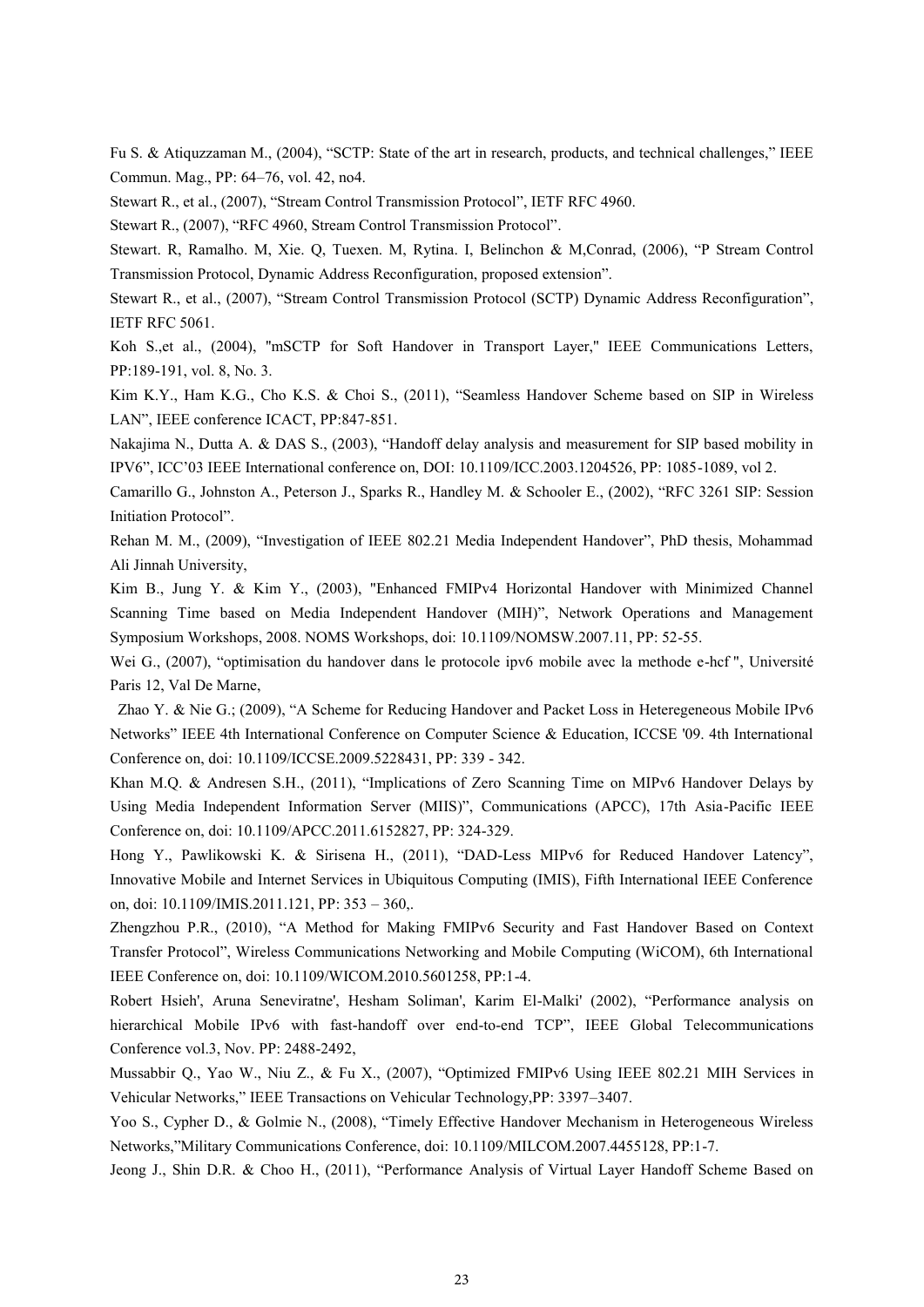Fu S. & Atiquzzaman M., (2004), “SCTP: State of the art in research, products, and technical challenges,” IEEE Commun. Mag., PP: 64–76, vol. 42, no4.

Stewart R., et al., (2007), “Stream Control Transmission Protocol”, IETF RFC 4960.

Stewart R., (2007), “RFC 4960, Stream Control Transmission Protocol”.

Stewart. R, Ramalho. M, Xie. Q, Tuexen. M, Rytina. I, Belinchon & M,Conrad, (2006), “P Stream Control Transmission Protocol, Dynamic Address Reconfiguration, proposed extension”.

Stewart R., et al., (2007), “Stream Control Transmission Protocol (SCTP) Dynamic Address Reconfiguration”, IETF RFC 5061.

Koh S.,et al., (2004), "mSCTP for Soft Handover in Transport Layer," IEEE Communications Letters, PP:189-191, vol. 8, No. 3.

Kim K.Y., Ham K.G., Cho K.S. & Choi S., (2011), “Seamless Handover Scheme based on SIP in Wireless LAN”, IEEE conference ICACT, PP:847-851.

Nakajima N., Dutta A. & DAS S., (2003), “Handoff delay analysis and measurement for SIP based mobility in IPV6”, ICC’03 IEEE International conference on, DOI: 10.1109/ICC.2003.1204526, PP: 1085-1089, vol 2.

Camarillo G., Johnston A., Peterson J., Sparks R., Handley M. & Schooler E., (2002), “RFC 3261 SIP: Session Initiation Protocol”.

Rehan M. M., (2009), “Investigation of IEEE 802.21 Media Independent Handover”, PhD thesis, Mohammad Ali Jinnah University,

Kim B., Jung Y. & Kim Y., (2003), "Enhanced FMIPv4 Horizontal Handover with Minimized Channel Scanning Time based on Media Independent Handover (MIH)", Network Operations and Management Symposium Workshops, 2008. NOMS Workshops, doi: 10.1109/NOMSW.2007.11, PP: 52-55.

Wei G., (2007), “optimisation du handover dans le protocole ipv6 mobile avec la methode e-hcf ", Université Paris 12, Val De Marne,

Zhao Y. & Nie G.; (2009), “A Scheme for Reducing Handover and Packet Loss in Heteregeneous Mobile IPv6 Networks” IEEE 4th International Conference on Computer Science & Education, ICCSE '09. 4th International Conference on, doi: 10.1109/ICCSE.2009.5228431, PP: 339 - 342.

Khan M.Q. & Andresen S.H., (2011), “Implications of Zero Scanning Time on MIPv6 Handover Delays by Using Media Independent Information Server (MIIS)”, Communications (APCC), 17th Asia-Pacific IEEE Conference on, doi: 10.1109/APCC.2011.6152827, PP: 324-329.

Hong Y., Pawlikowski K. & Sirisena H., (2011), “DAD-Less MIPv6 for Reduced Handover Latency”, Innovative Mobile and Internet Services in Ubiquitous Computing (IMIS), Fifth International IEEE Conference on, doi: 10.1109/IMIS.2011.121, PP: 353 – 360,.

Zhengzhou P.R., (2010), “A Method for Making FMIPv6 Security and Fast Handover Based on Context Transfer Protocol”, Wireless Communications Networking and Mobile Computing (WiCOM), 6th International IEEE Conference on, doi: 10.1109/WICOM.2010.5601258, PP:1-4.

Robert Hsieh', Aruna Seneviratne', Hesham Soliman', Karim El-Malki' (2002), “Performance analysis on hierarchical Mobile IPv6 with fast-handoff over end-to-end TCP”, IEEE Global Telecommunications Conference vol.3, Nov. PP: 2488-2492,

Mussabbir Q., Yao W., Niu Z., & Fu X., (2007), “Optimized FMIPv6 Using IEEE 802.21 MIH Services in Vehicular Networks,” IEEE Transactions on Vehicular Technology,PP: 3397–3407.

Yoo S., Cypher D., & Golmie N., (2008), “Timely Effective Handover Mechanism in Heterogeneous Wireless Networks,”Military Communications Conference, doi: 10.1109/MILCOM.2007.4455128, PP:1-7.

Jeong J., Shin D.R. & Choo H., (2011), “Performance Analysis of Virtual Layer Handoff Scheme Based on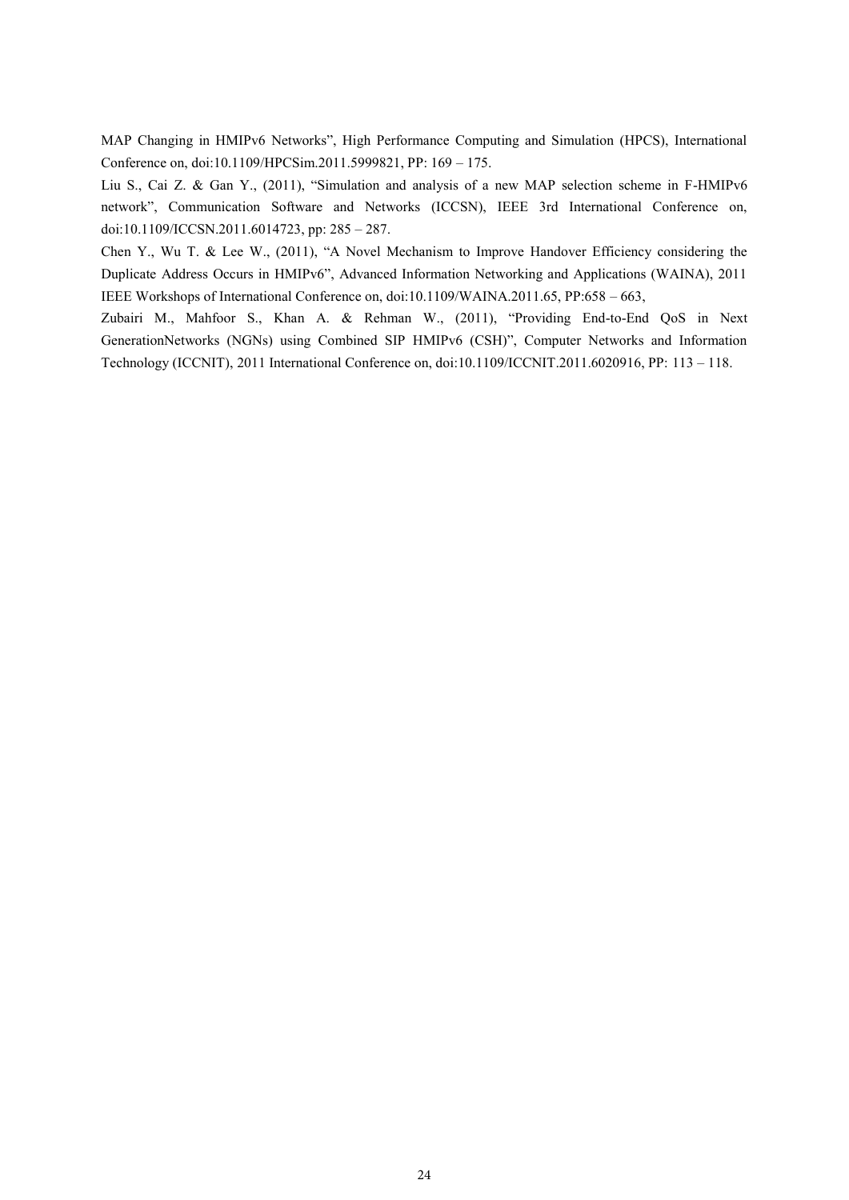MAP Changing in HMIPv6 Networks", High Performance Computing and Simulation (HPCS), International Conference on, doi:10.1109/HPCSim.2011.5999821, PP: 169 – 175.

Liu S., Cai Z. & Gan Y., (2011), "Simulation and analysis of a new MAP selection scheme in F-HMIPv6 network", Communication Software and Networks (ICCSN), IEEE 3rd International Conference on, doi:10.1109/ICCSN.2011.6014723, pp: 285 – 287.

Chen Y., Wu T. & Lee W., (2011), "A Novel Mechanism to Improve Handover Efficiency considering the Duplicate Address Occurs in HMIPv6", Advanced Information Networking and Applications (WAINA), 2011 IEEE Workshops of International Conference on, doi:10.1109/WAINA.2011.65, PP:658 – 663,

Zubairi M., Mahfoor S., Khan A. & Rehman W., (2011), "Providing End-to-End QoS in Next GenerationNetworks (NGNs) using Combined SIP HMIPv6 (CSH)", Computer Networks and Information Technology (ICCNIT), 2011 International Conference on, doi:10.1109/ICCNIT.2011.6020916, PP: 113 – 118.